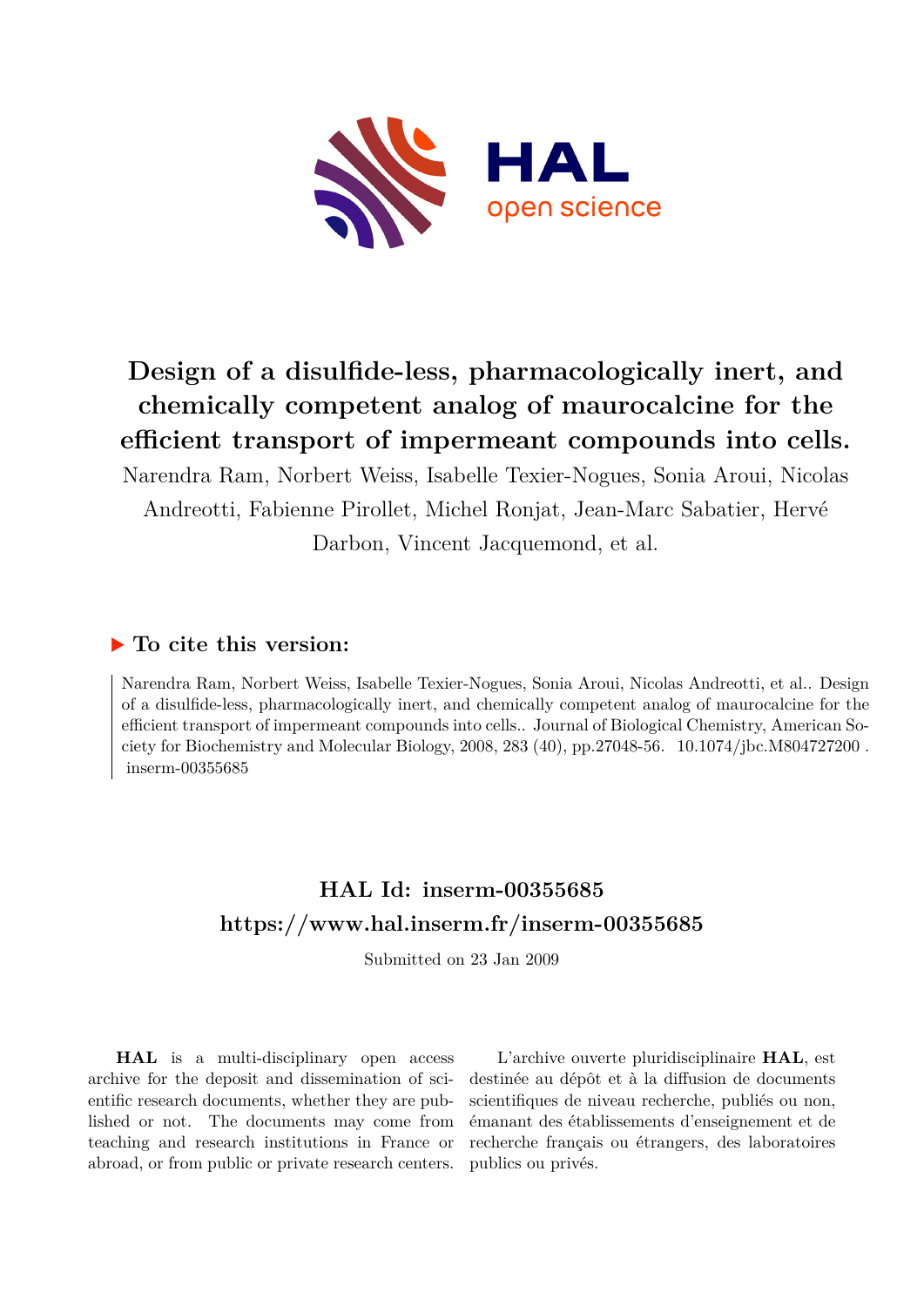# Design of a disulfide-less, pharmacologically inert, and chemically competent analog of maurocalcine for the efficient transport of impermeant compounds into cells.

Narendra Ram, Norbert Weiss, Isabelle Texier-Nogues, Sonia Aroui, Nicolas Andreotti, Fabienne Pirollet, Michel Ronjat, Jean-Marc Sabatier, Hervé Darbon, Vincent Jacquemond, et al.

## ▶ To cite this version:

Narendra Ram, Norbert Weiss, Isabelle Texier-Nogues, Sonia Aroui, Nicolas Andreotti, et al.. Design of a disulfide-less, pharmacologically inert, and chemically competent analog of maurocalcine for the efficient transport of impermeant compounds into cells.. Journal of Biological Chemistry, American Society for Biochemistry and Molecular Biology, 2008, 283 (40), pp.27048-56. 10.1074/jbc.M804727200. inserm-00355685

## HAL Id: inserm-00355685
## https://www.hal.inserm.fr/inserm-00355685

Submitted on 23 Jan 2009

**HAL** is a multi-disciplinary open access archive for the deposit and dissemination of scientific research documents, whether they are published or not. The documents may come from teaching and research institutions in France or abroad, or from public or private research centers.

L'archive ouverte pluridisciplinaire **HAL**, est destinée au dépôt et à la diffusion de documents scientifiques de niveau recherche, publiés ou non, émanant des établissements d'enseignement et de recherche français ou étrangers, des laboratoires publics ou privés.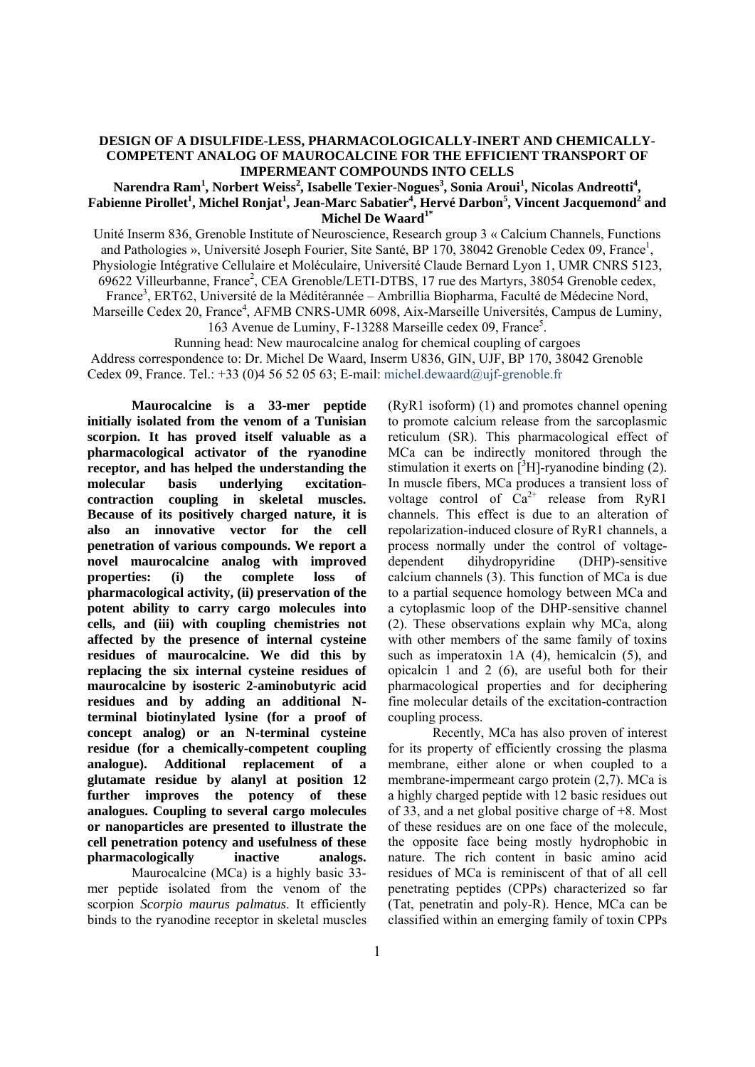# DESIGN OF A DISULFIDE-LESS, PHARMACOLOGICALLY-INERT AND CHEMICALLY-COMPETENT ANALOG OF MAUROCALCINE FOR THE EFFICIENT TRANSPORT OF IMPERMEANT COMPOUNDS INTO CELLS

**Narendra Ram[1], Norbert Weiss[2], Isabelle Texier-Nogues[3], Sonia Aroui[1], Nicolas Andreotti[4], Fabienne Pirollet[1], Michel Ronjat[1], Jean-Marc Sabatier[4], Hervé Darbon[5], Vincent Jacquemond[2] and Michel De Waard[1*]**

Unité Inserm 836, Grenoble Institute of Neuroscience, Research group 3 « Calcium Channels, Functions and Pathologies », Université Joseph Fourier, Site Santé, BP 170, 38042 Grenoble Cedex 09, France[1], Physiologie Intégrative Cellulaire et Moléculaire, Université Claude Bernard Lyon 1, UMR CNRS 5123, 69622 Villeurbanne, France[2], CEA Grenoble/LETI-DTBS, 17 rue des Martyrs, 38054 Grenoble cedex, France[3], ERT62, Université de la Méditérannée – Ambrillia Biopharma, Faculté de Médecine Nord, Marseille Cedex 20, France[4], AFMB CNRS-UMR 6098, Aix-Marseille Universités, Campus de Luminy, 163 Avenue de Luminy, F-13288 Marseille cedex 09, France[5].

Running head: New maurocalcine analog for chemical coupling of cargoes

Address correspondence to: Dr. Michel De Waard, Inserm U836, GIN, UJF, BP 170, 38042 Grenoble Cedex 09, France. Tel.: +33 (0)4 56 52 05 63; E-mail: michel.dewaard@ujf-grenoble.fr

**Maurocalcine is a 33-mer peptide initially isolated from the venom of a Tunisian scorpion. It has proved itself valuable as a pharmacological activator of the ryanodine receptor, and has helped the understanding the molecular basis underlying excitation-contraction coupling in skeletal muscles. Because of its positively charged nature, it is also an innovative vector for the cell penetration of various compounds. We report a novel maurocalcine analog with improved properties: (i) the complete loss of pharmacological activity, (ii) preservation of the potent ability to carry cargo molecules into cells, and (iii) with coupling chemistries not affected by the presence of internal cysteine residues of maurocalcine. We did this by replacing the six internal cysteine residues of maurocalcine by isosteric 2-aminobutyric acid residues and by adding an additional N-terminal biotinylated lysine (for a proof of concept analog) or an N-terminal cysteine residue (for a chemically-competent coupling analogue). Additional replacement of a glutamate residue by alanyl at position 12 further improves the potency of these analogues. Coupling to several cargo molecules or nanoparticles are presented to illustrate the cell penetration potency and usefulness of these pharmacologically inactive analogs.**

Maurocalcine (MCa) is a highly basic 33-mer peptide isolated from the venom of the scorpion *Scorpio maurus palmatus*. It efficiently binds to the ryanodine receptor in skeletal muscles (RyR1 isoform) (1) and promotes channel opening to promote calcium release from the sarcoplasmic reticulum (SR). This pharmacological effect of MCa can be indirectly monitored through the stimulation it exerts on [$^3$H]-ryanodine binding (2). In muscle fibers, MCa produces a transient loss of voltage control of $Ca^{2+}$ release from RyR1 channels. This effect is due to an alteration of repolarization-induced closure of RyR1 channels, a process normally under the control of voltage-dependent dihydropyridine (DHP)-sensitive calcium channels (3). This function of MCa is due to a partial sequence homology between MCa and a cytoplasmic loop of the DHP-sensitive channel (2). These observations explain why MCa, along with other members of the same family of toxins such as imperatoxin 1A (4), hemicalcin (5), and opicalcin 1 and 2 (6), are useful both for their pharmacological properties and for deciphering fine molecular details of the excitation-contraction coupling process.

Recently, MCa has also proven of interest for its property of efficiently crossing the plasma membrane, either alone or when coupled to a membrane-impermeant cargo protein (2,7). MCa is a highly charged peptide with 12 basic residues out of 33, and a net global positive charge of +8. Most of these residues are on one face of the molecule, the opposite face being mostly hydrophobic in nature. The rich content in basic amino acid residues of MCa is reminiscent of that of all cell penetrating peptides (CPPs) characterized so far (Tat, penetratin and poly-R). Hence, MCa can be classified within an emerging family of toxin CPPs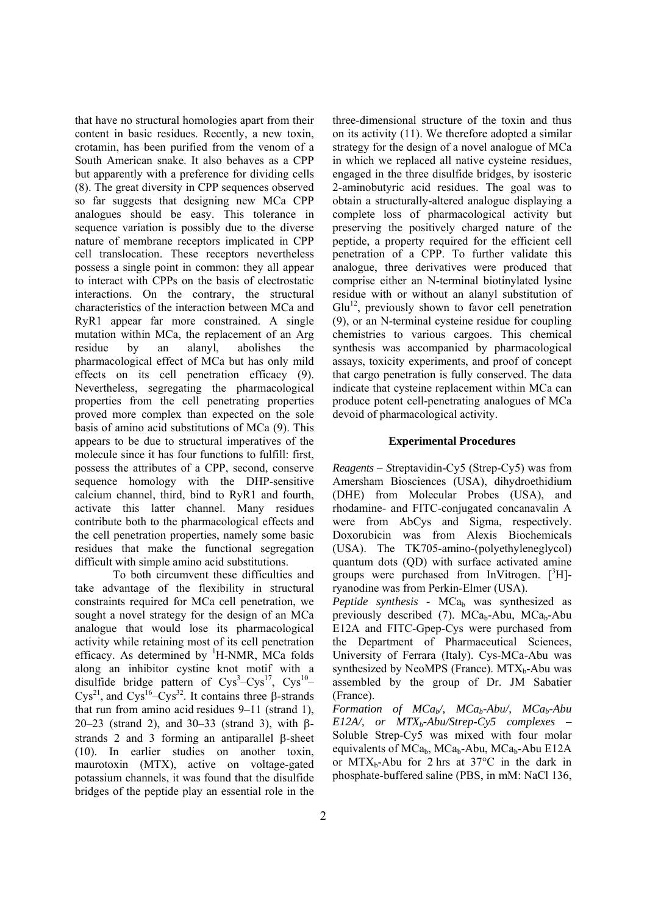that have no structural homologies apart from their content in basic residues. Recently, a new toxin, crotamin, has been purified from the venom of a South American snake. It also behaves as a CPP but apparently with a preference for dividing cells (8). The great diversity in CPP sequences observed so far suggests that designing new MCa CPP analogues should be easy. This tolerance in sequence variation is possibly due to the diverse nature of membrane receptors implicated in CPP cell translocation. These receptors nevertheless possess a single point in common: they all appear to interact with CPPs on the basis of electrostatic interactions. On the contrary, the structural characteristics of the interaction between MCa and RyR1 appear far more constrained. A single mutation within MCa, the replacement of an Arg residue by an alanyl, abolishes the pharmacological effect of MCa but has only mild effects on its cell penetration efficacy (9). Nevertheless, segregating the pharmacological properties from the cell penetrating properties proved more complex than expected on the sole basis of amino acid substitutions of MCa (9). This appears to be due to structural imperatives of the molecule since it has four functions to fulfill: first, possess the attributes of a CPP, second, conserve sequence homology with the DHP-sensitive calcium channel, third, bind to RyR1 and fourth, activate this latter channel. Many residues contribute both to the pharmacological effects and the cell penetration properties, namely some basic residues that make the functional segregation difficult with simple amino acid substitutions.

To both circumvent these difficulties and take advantage of the flexibility in structural constraints required for MCa cell penetration, we sought a novel strategy for the design of an MCa analogue that would lose its pharmacological activity while retaining most of its cell penetration efficacy. As determined by $^1$H-NMR, MCa folds along an inhibitor cystine knot motif with a disulfide bridge pattern of $Cys^3$–$Cys^{17}$, $Cys^{10}$–$Cys^{21}$, and $Cys^{16}$–$Cys^{32}$. It contains three β-strands that run from amino acid residues 9–11 (strand 1), 20–23 (strand 2), and 30–33 (strand 3), with β-strands 2 and 3 forming an antiparallel β-sheet (10). In earlier studies on another toxin, maurotoxin (MTX), active on voltage-gated potassium channels, it was found that the disulfide bridges of the peptide play an essential role in the three-dimensional structure of the toxin and thus on its activity (11). We therefore adopted a similar strategy for the design of a novel analogue of MCa in which we replaced all native cysteine residues, engaged in the three disulfide bridges, by isosteric 2-aminobutyric acid residues. The goal was to obtain a structurally-altered analogue displaying a complete loss of pharmacological activity but preserving the positively charged nature of the peptide, a property required for the efficient cell penetration of a CPP. To further validate this analogue, three derivatives were produced that comprise either an N-terminal biotinylated lysine residue with or without an alanyl substitution of $Glu^{12}$, previously shown to favor cell penetration (9), or an N-terminal cysteine residue for coupling chemistries to various cargoes. This chemical synthesis was accompanied by pharmacological assays, toxicity experiments, and proof of concept that cargo penetration is fully conserved. The data indicate that cysteine replacement within MCa can produce potent cell-penetrating analogues of MCa devoid of pharmacological activity.

## Experimental Procedures

*Reagents – S*treptavidin-Cy5 (Strep-Cy5) was from Amersham Biosciences (USA), dihydroethidium (DHE) from Molecular Probes (USA), and rhodamine- and FITC-conjugated concanavalin A were from AbCys and Sigma, respectively. Doxorubicin was from Alexis Biochemicals (USA). The TK705-amino-(polyethyleneglycol) quantum dots (QD) with surface activated amine groups were purchased from InVitrogen. [$^3$H]-ryanodine was from Perkin-Elmer (USA).

*Peptide synthesis* - $MCa_b$ was synthesized as previously described (7). $MCa_b$-Abu, $MCa_b$-Abu E12A and FITC-Gpep-Cys were purchased from the Department of Pharmaceutical Sciences, University of Ferrara (Italy). Cys-MCa-Abu was synthesized by NeoMPS (France). $MTX_b$-Abu was assembled by the group of Dr. JM Sabatier (France).

*Formation of $MCa_b$/, $MCa_b$-Abu/, $MCa_b$-Abu E12A/, or $MTX_b$-Abu/Strep-Cy5 complexes* – Soluble Strep-Cy5 was mixed with four molar equivalents of $MCa_b$, $MCa_b$-Abu, $MCa_b$-Abu E12A or $MTX_b$-Abu for 2 hrs at 37°C in the dark in phosphate-buffered saline (PBS, in mM: NaCl 136,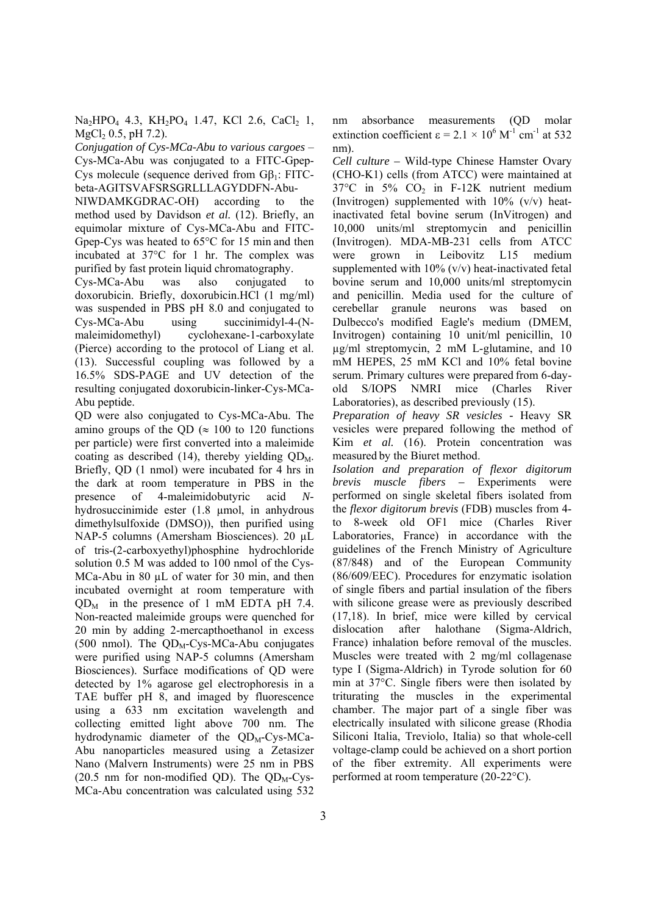$Na_2HPO_4$ 4.3, $KH_2PO_4$ 1.47, KCl 2.6, $CaCl_2$ 1, $MgCl_2$ 0.5, pH 7.2).

*Conjugation of Cys-MCa-Abu to various cargoes* – Cys-MCa-Abu was conjugated to a FITC-Gpep-Cys molecule (sequence derived from $G\beta_1$: FITC-beta-AGITSVAFSRSGRLLLAGYDDFN-Abu-NIWDAMKGDRAC-OH) according to the method used by Davidson *et al.* (12). Briefly, an equimolar mixture of Cys-MCa-Abu and FITC-Gpep-Cys was heated to 65°C for 15 min and then incubated at 37°C for 1 hr. The complex was purified by fast protein liquid chromatography.

Cys-MCa-Abu was also conjugated to doxorubicin. Briefly, doxorubicin.HCl (1 mg/ml) was suspended in PBS pH 8.0 and conjugated to Cys-MCa-Abu using succinimidyl-4-(N-maleimidomethyl) cyclohexane-1-carboxylate (Pierce) according to the protocol of Liang et al. (13). Successful coupling was followed by a 16.5% SDS-PAGE and UV detection of the resulting conjugated doxorubicin-linker-Cys-MCa-Abu peptide.

QD were also conjugated to Cys-MCa-Abu. The amino groups of the QD (≈ 100 to 120 functions per particle) were first converted into a maleimide coating as described (14), thereby yielding $QD_M$. Briefly, QD (1 nmol) were incubated for 4 hrs in the dark at room temperature in PBS in the presence of 4-maleimidobutyric acid *N*-hydrosuccinimide ester (1.8 µmol, in anhydrous dimethylsulfoxide (DMSO)), then purified using NAP-5 columns (Amersham Biosciences). 20 µL of tris-(2-carboxyethyl)phosphine hydrochloride solution 0.5 M was added to 100 nmol of the Cys-MCa-Abu in 80 µL of water for 30 min, and then incubated overnight at room temperature with $QD_M$ in the presence of 1 mM EDTA pH 7.4. Non-reacted maleimide groups were quenched for 20 min by adding 2-mercapthoethanol in excess (500 nmol). The $QD_M$-Cys-MCa-Abu conjugates were purified using NAP-5 columns (Amersham Biosciences). Surface modifications of QD were detected by 1% agarose gel electrophoresis in a TAE buffer pH 8, and imaged by fluorescence using a 633 nm excitation wavelength and collecting emitted light above 700 nm. The hydrodynamic diameter of the $QD_M$-Cys-MCa-Abu nanoparticles measured using a Zetasizer Nano (Malvern Instruments) were 25 nm in PBS (20.5 nm for non-modified QD). The $QD_M$-Cys-MCa-Abu concentration was calculated using 532 nm absorbance measurements (QD molar extinction coefficient $\varepsilon = 2.1 \times 10^6$ $M^{-1}$ $cm^{-1}$ at 532 nm).

*Cell culture* – Wild-type Chinese Hamster Ovary (CHO-K1) cells (from ATCC) were maintained at 37°C in 5% $CO_2$ in F-12K nutrient medium (Invitrogen) supplemented with 10% (v/v) heat-inactivated fetal bovine serum (InVitrogen) and 10,000 units/ml streptomycin and penicillin (Invitrogen). MDA-MB-231 cells from ATCC were grown in Leibovitz L15 medium supplemented with 10% (v/v) heat-inactivated fetal bovine serum and 10,000 units/ml streptomycin and penicillin. Media used for the culture of cerebellar granule neurons was based on Dulbecco's modified Eagle's medium (DMEM, Invitrogen) containing 10 unit/ml penicillin, 10 µg/ml streptomycin, 2 mM L-glutamine, and 10 mM HEPES, 25 mM KCl and 10% fetal bovine serum. Primary cultures were prepared from 6-day-old S/IOPS NMRI mice (Charles River Laboratories), as described previously (15).

*Preparation of heavy SR vesicles* - Heavy SR vesicles were prepared following the method of Kim *et al.* (16). Protein concentration was measured by the Biuret method.

*Isolation and preparation of flexor digitorum brevis muscle fibers* – Experiments were performed on single skeletal fibers isolated from the *flexor digitorum brevis* (FDB) muscles from 4- to 8-week old OF1 mice (Charles River Laboratories, France) in accordance with the guidelines of the French Ministry of Agriculture (87/848) and of the European Community (86/609/EEC). Procedures for enzymatic isolation of single fibers and partial insulation of the fibers with silicone grease were as previously described (17,18). In brief, mice were killed by cervical dislocation after halothane (Sigma-Aldrich, France) inhalation before removal of the muscles. Muscles were treated with 2 mg/ml collagenase type I (Sigma-Aldrich) in Tyrode solution for 60 min at 37°C. Single fibers were then isolated by triturating the muscles in the experimental chamber. The major part of a single fiber was electrically insulated with silicone grease (Rhodia Siliconi Italia, Treviolo, Italia) so that whole-cell voltage-clamp could be achieved on a short portion of the fiber extremity. All experiments were performed at room temperature (20-22°C).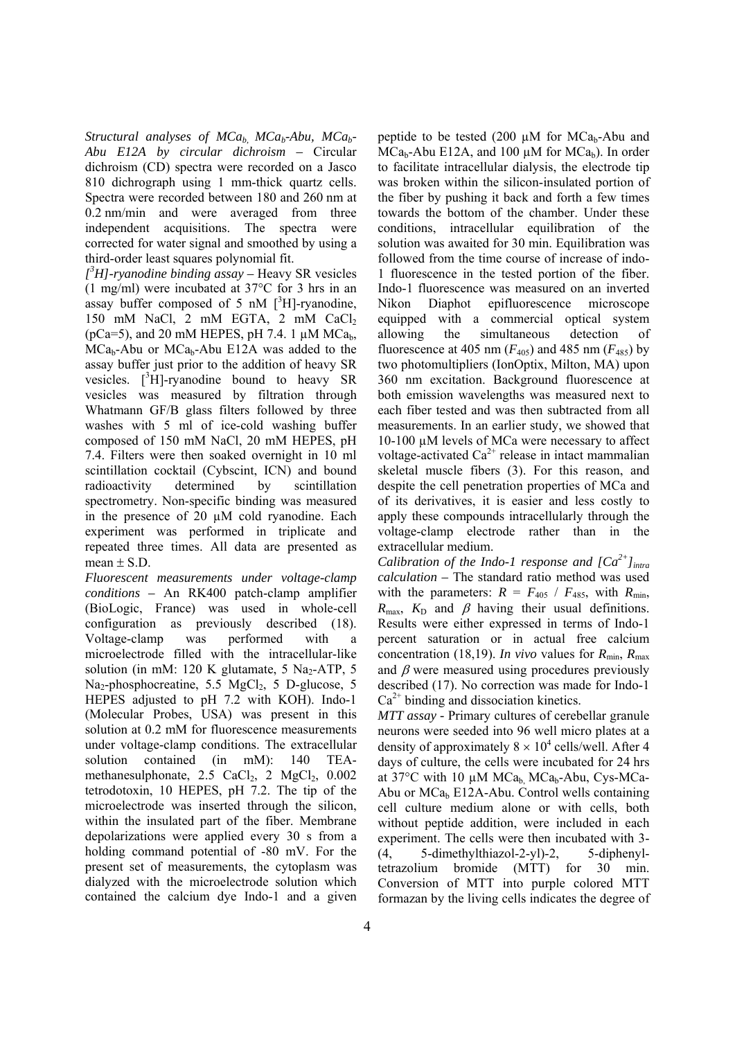*Structural analyses of $MCa_b$, $MCa_b$-Abu, $MCa_b$-Abu E12A by circular dichroism* – Circular dichroism (CD) spectra were recorded on a Jasco 810 dichrograph using 1 mm-thick quartz cells. Spectra were recorded between 180 and 260 nm at 0.2 nm/min and were averaged from three independent acquisitions. The spectra were corrected for water signal and smoothed by using a third-order least squares polynomial fit.

*[$^3$H]-ryanodine binding assay* – Heavy SR vesicles (1 mg/ml) were incubated at 37°C for 3 hrs in an assay buffer composed of 5 nM [$^3$H]-ryanodine, 150 mM NaCl, 2 mM EGTA, 2 mM $CaCl_2$ (pCa=5), and 20 mM HEPES, pH 7.4. 1 µM $MCa_b$, $MCa_b$-Abu or $MCa_b$-Abu E12A was added to the assay buffer just prior to the addition of heavy SR vesicles. [$^3$H]-ryanodine bound to heavy SR vesicles was measured by filtration through Whatmann GF/B glass filters followed by three washes with 5 ml of ice-cold washing buffer composed of 150 mM NaCl, 20 mM HEPES, pH 7.4. Filters were then soaked overnight in 10 ml scintillation cocktail (Cybscint, ICN) and bound radioactivity determined by scintillation spectrometry. Non-specific binding was measured in the presence of 20 µM cold ryanodine. Each experiment was performed in triplicate and repeated three times. All data are presented as mean ± S.D.

*Fluorescent measurements under voltage-clamp conditions* – An RK400 patch-clamp amplifier (BioLogic, France) was used in whole-cell configuration as previously described (18). Voltage-clamp was performed with a microelectrode filled with the intracellular-like solution (in mM: 120 K glutamate, 5 $Na_2$-ATP, 5 $Na_2$-phosphocreatine, 5.5 $MgCl_2$, 5 D-glucose, 5 HEPES adjusted to pH 7.2 with KOH). Indo-1 (Molecular Probes, USA) was present in this solution at 0.2 mM for fluorescence measurements under voltage-clamp conditions. The extracellular solution contained (in mM): 140 TEA-methanesulphonate, 2.5 $CaCl_2$, 2 $MgCl_2$, 0.002 tetrodotoxin, 10 HEPES, pH 7.2. The tip of the microelectrode was inserted through the silicon, within the insulated part of the fiber. Membrane depolarizations were applied every 30 s from a holding command potential of -80 mV. For the present set of measurements, the cytoplasm was dialyzed with the microelectrode solution which contained the calcium dye Indo-1 and a given peptide to be tested (200 µM for $MCa_b$-Abu and $MCa_b$-Abu E12A, and 100 µM for $MCa_b$). In order to facilitate intracellular dialysis, the electrode tip was broken within the silicon-insulated portion of the fiber by pushing it back and forth a few times towards the bottom of the chamber. Under these conditions, intracellular equilibration of the solution was awaited for 30 min. Equilibration was followed from the time course of increase of indo-1 fluorescence in the tested portion of the fiber. Indo-1 fluorescence was measured on an inverted Nikon Diaphot epifluorescence microscope equipped with a commercial optical system allowing the simultaneous detection of fluorescence at 405 nm ($F_{405}$) and 485 nm ($F_{485}$) by two photomultipliers (IonOptix, Milton, MA) upon 360 nm excitation. Background fluorescence at both emission wavelengths was measured next to each fiber tested and was then subtracted from all measurements. In an earlier study, we showed that 10-100 µM levels of MCa were necessary to affect voltage-activated $Ca^{2+}$ release in intact mammalian skeletal muscle fibers (3). For this reason, and despite the cell penetration properties of MCa and of its derivatives, it is easier and less costly to apply these compounds intracellularly through the voltage-clamp electrode rather than in the extracellular medium.

*Calibration of the Indo-1 response and $[Ca^{2+}]_{intra}$ calculation* – The standard ratio method was used with the parameters: $R = F_{405} / F_{485}$, with $R_{min}$, $R_{max}$, $K_D$ and $\beta$ having their usual definitions. Results were either expressed in terms of Indo-1 percent saturation or in actual free calcium concentration (18,19). *In vivo* values for $R_{min}$, $R_{max}$ and $\beta$ were measured using procedures previously described (17). No correction was made for Indo-1 $Ca^{2+}$ binding and dissociation kinetics.

*MTT assay* - Primary cultures of cerebellar granule neurons were seeded into 96 well micro plates at a density of approximately $8 \times 10^4$ cells/well. After 4 days of culture, the cells were incubated for 24 hrs at 37°C with 10 µM $MCa_b$, $MCa_b$-Abu, Cys-MCa-Abu or $MCa_b$ E12A-Abu. Control wells containing cell culture medium alone or with cells, both without peptide addition, were included in each experiment. The cells were then incubated with 3-(4, 5-dimethylthiazol-2-yl)-2, 5-diphenyl-tetrazolium bromide (MTT) for 30 min. Conversion of MTT into purple colored MTT formazan by the living cells indicates the degree of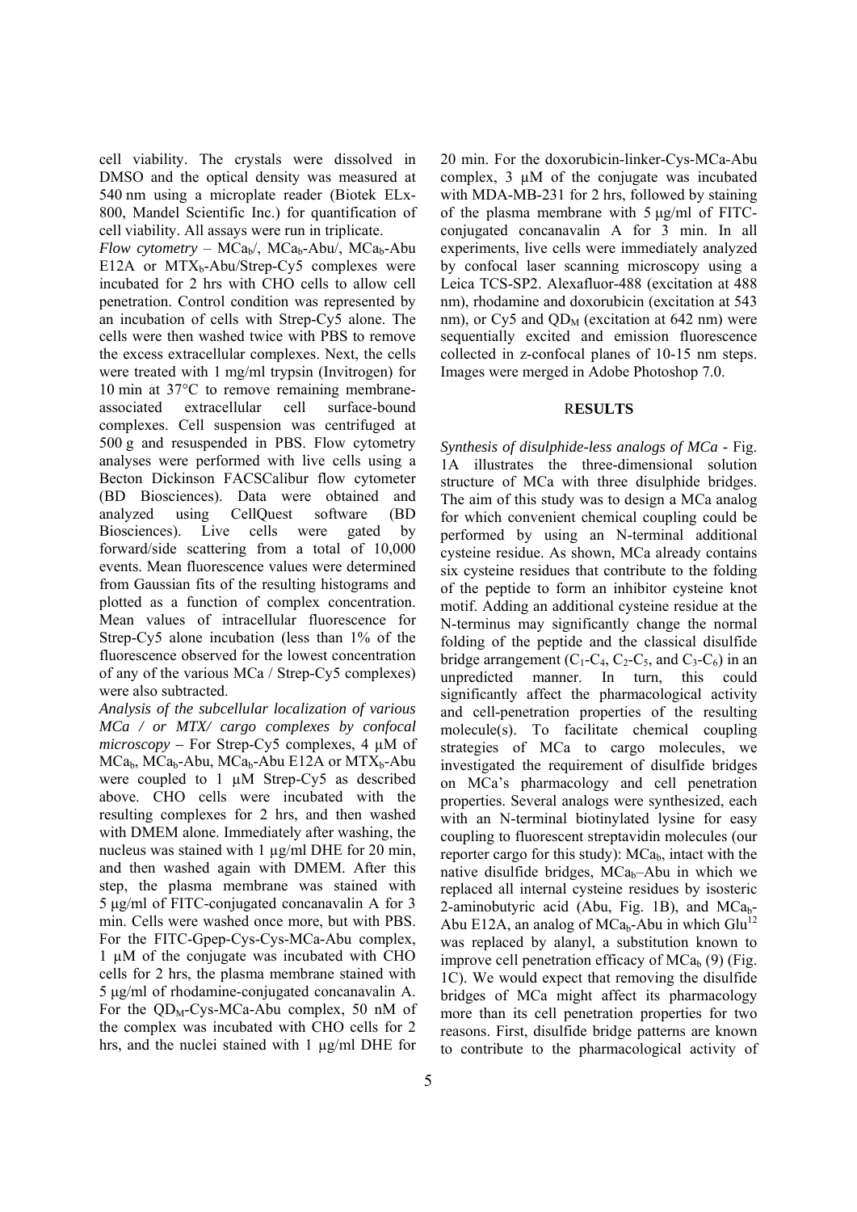cell viability. The crystals were dissolved in DMSO and the optical density was measured at 540 nm using a microplate reader (Biotek ELx-800, Mandel Scientific Inc.) for quantification of cell viability. All assays were run in triplicate.

*Flow cytometry* – $MCa_b$/, $MCa_b$-Abu/, $MCa_b$-Abu E12A or $MTX_b$-Abu/Strep-Cy5 complexes were incubated for 2 hrs with CHO cells to allow cell penetration. Control condition was represented by an incubation of cells with Strep-Cy5 alone. The cells were then washed twice with PBS to remove the excess extracellular complexes. Next, the cells were treated with 1 mg/ml trypsin (Invitrogen) for 10 min at 37°C to remove remaining membrane-associated extracellular cell surface-bound complexes. Cell suspension was centrifuged at 500 g and resuspended in PBS. Flow cytometry analyses were performed with live cells using a Becton Dickinson FACSCalibur flow cytometer (BD Biosciences). Data were obtained and analyzed using CellQuest software (BD Biosciences). Live cells were gated by forward/side scattering from a total of 10,000 events. Mean fluorescence values were determined from Gaussian fits of the resulting histograms and plotted as a function of complex concentration. Mean values of intracellular fluorescence for Strep-Cy5 alone incubation (less than 1% of the fluorescence observed for the lowest concentration of any of the various MCa / Strep-Cy5 complexes) were also subtracted.

*Analysis of the subcellular localization of various MCa / or MTX/ cargo complexes by confocal microscopy* – For Strep-Cy5 complexes, 4 μM of $MCa_b$, $MCa_b$-Abu, $MCa_b$-Abu E12A or $MTX_b$-Abu were coupled to 1 μM Strep-Cy5 as described above. CHO cells were incubated with the resulting complexes for 2 hrs, and then washed with DMEM alone. Immediately after washing, the nucleus was stained with 1 μg/ml DHE for 20 min, and then washed again with DMEM. After this step, the plasma membrane was stained with 5 μg/ml of FITC-conjugated concanavalin A for 3 min. Cells were washed once more, but with PBS. For the FITC-Gpep-Cys-Cys-MCa-Abu complex, 1 μM of the conjugate was incubated with CHO cells for 2 hrs, the plasma membrane stained with 5 μg/ml of rhodamine-conjugated concanavalin A. For the $QD_M$-Cys-MCa-Abu complex, 50 nM of the complex was incubated with CHO cells for 2 hrs, and the nuclei stained with 1 μg/ml DHE for 20 min. For the doxorubicin-linker-Cys-MCa-Abu complex, 3 μM of the conjugate was incubated with MDA-MB-231 for 2 hrs, followed by staining of the plasma membrane with 5 μg/ml of FITC-conjugated concanavalin A for 3 min. In all experiments, live cells were immediately analyzed by confocal laser scanning microscopy using a Leica TCS-SP2. Alexafluor-488 (excitation at 488 nm), rhodamine and doxorubicin (excitation at 543 nm), or Cy5 and $QD_M$ (excitation at 642 nm) were sequentially excited and emission fluorescence collected in z-confocal planes of 10-15 nm steps. Images were merged in Adobe Photoshop 7.0.

## RESULTS

*Synthesis of disulphide-less analogs of MCa* - Fig. 1A illustrates the three-dimensional solution structure of MCa with three disulphide bridges. The aim of this study was to design a MCa analog for which convenient chemical coupling could be performed by using an N-terminal additional cysteine residue. As shown, MCa already contains six cysteine residues that contribute to the folding of the peptide to form an inhibitor cysteine knot motif. Adding an additional cysteine residue at the N-terminus may significantly change the normal folding of the peptide and the classical disulfide bridge arrangement ($C_1$-$C_4$, $C_2$-$C_5$, and $C_3$-$C_6$) in an unpredicted manner. In turn, this could significantly affect the pharmacological activity and cell-penetration properties of the resulting molecule(s). To facilitate chemical coupling strategies of MCa to cargo molecules, we investigated the requirement of disulfide bridges on MCa's pharmacology and cell penetration properties. Several analogs were synthesized, each with an N-terminal biotinylated lysine for easy coupling to fluorescent streptavidin molecules (our reporter cargo for this study): $MCa_b$, intact with the native disulfide bridges, $MCa_b$–Abu in which we replaced all internal cysteine residues by isosteric 2-aminobutyric acid (Abu, Fig. 1B), and $MCa_b$-Abu E12A, an analog of $MCa_b$-Abu in which $Glu^{12}$ was replaced by alanyl, a substitution known to improve cell penetration efficacy of $MCa_b$ (9) (Fig. 1C). We would expect that removing the disulfide bridges of MCa might affect its pharmacology more than its cell penetration properties for two reasons. First, disulfide bridge patterns are known to contribute to the pharmacological activity of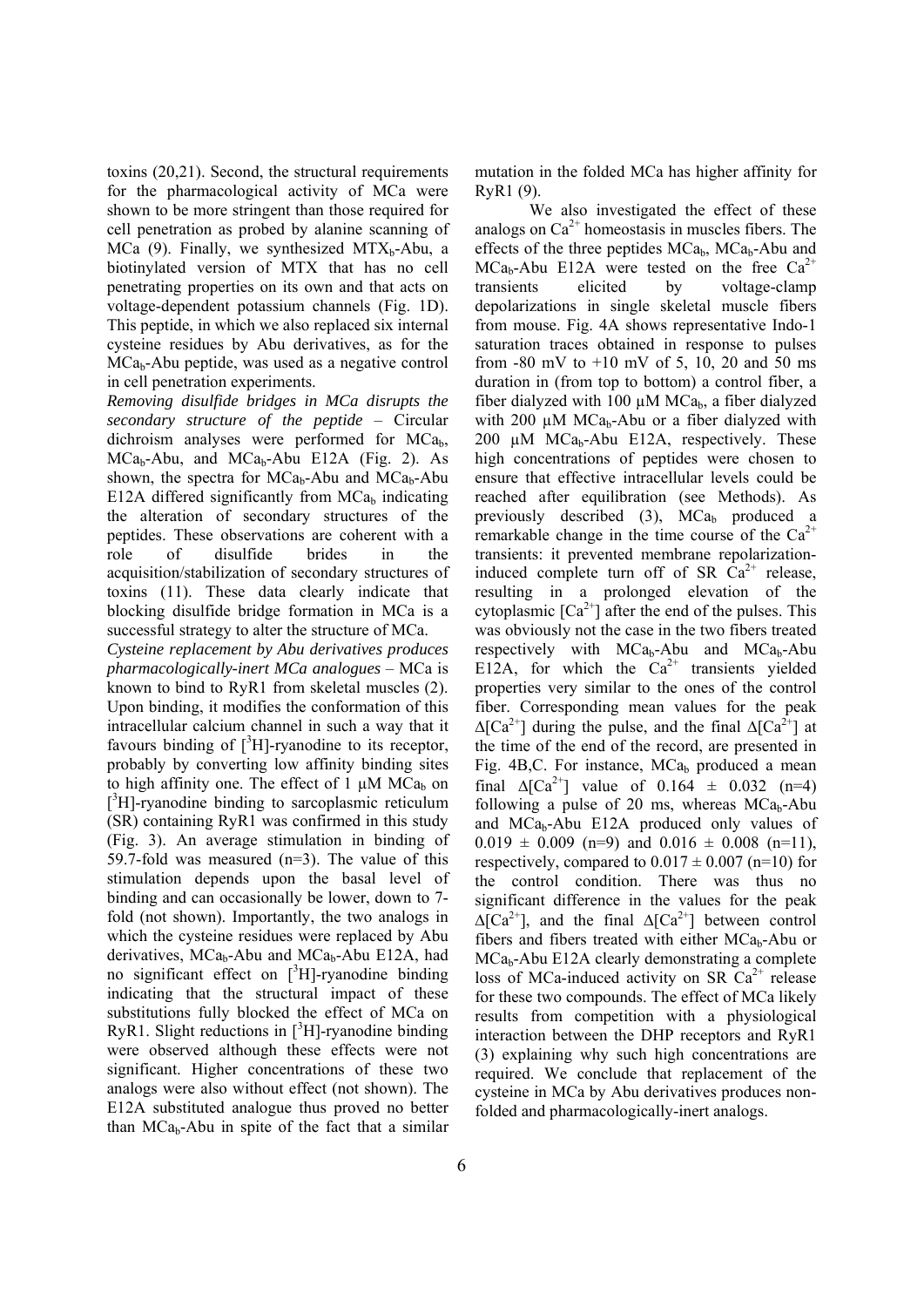toxins (20,21). Second, the structural requirements for the pharmacological activity of MCa were shown to be more stringent than those required for cell penetration as probed by alanine scanning of MCa (9). Finally, we synthesized $MTX_b$-Abu, a biotinylated version of MTX that has no cell penetrating properties on its own and that acts on voltage-dependent potassium channels (Fig. 1D). This peptide, in which we also replaced six internal cysteine residues by Abu derivatives, as for the $MCa_b$-Abu peptide, was used as a negative control in cell penetration experiments.

*Removing disulfide bridges in MCa disrupts the secondary structure of the peptide* – Circular dichroism analyses were performed for $MCa_b$, $MCa_b$-Abu, and $MCa_b$-Abu E12A (Fig. 2). As shown, the spectra for $MCa_b$-Abu and $MCa_b$-Abu E12A differed significantly from $MCa_b$ indicating the alteration of secondary structures of the peptides. These observations are coherent with a role of disulfide brides in the acquisition/stabilization of secondary structures of toxins (11). These data clearly indicate that blocking disulfide bridge formation in MCa is a successful strategy to alter the structure of MCa.

*Cysteine replacement by Abu derivatives produces pharmacologically-inert MCa analogues* – MCa is known to bind to RyR1 from skeletal muscles (2). Upon binding, it modifies the conformation of this intracellular calcium channel in such a way that it favours binding of [$^3$H]-ryanodine to its receptor, probably by converting low affinity binding sites to high affinity one. The effect of 1 µM $MCa_b$ on [$^3$H]-ryanodine binding to sarcoplasmic reticulum (SR) containing RyR1 was confirmed in this study (Fig. 3). An average stimulation in binding of 59.7-fold was measured (n=3). The value of this stimulation depends upon the basal level of binding and can occasionally be lower, down to 7-fold (not shown). Importantly, the two analogs in which the cysteine residues were replaced by Abu derivatives, $MCa_b$-Abu and $MCa_b$-Abu E12A, had no significant effect on [$^3$H]-ryanodine binding indicating that the structural impact of these substitutions fully blocked the effect of MCa on RyR1. Slight reductions in [$^3$H]-ryanodine binding were observed although these effects were not significant. Higher concentrations of these two analogs were also without effect (not shown). The E12A substituted analogue thus proved no better than $MCa_b$-Abu in spite of the fact that a similar mutation in the folded MCa has higher affinity for RyR1 (9).

We also investigated the effect of these analogs on $Ca^{2+}$ homeostasis in muscles fibers. The effects of the three peptides $MCa_b$, $MCa_b$-Abu and $MCa_b$-Abu E12A were tested on the free $Ca^{2+}$ transients elicited by voltage-clamp depolarizations in single skeletal muscle fibers from mouse. Fig. 4A shows representative Indo-1 saturation traces obtained in response to pulses from -80 mV to +10 mV of 5, 10, 20 and 50 ms duration in (from top to bottom) a control fiber, a fiber dialyzed with 100 µM $MCa_b$, a fiber dialyzed with 200 µM $MCa_b$-Abu or a fiber dialyzed with 200 µM $MCa_b$-Abu E12A, respectively. These high concentrations of peptides were chosen to ensure that effective intracellular levels could be reached after equilibration (see Methods). As previously described (3), $MCa_b$ produced a remarkable change in the time course of the $Ca^{2+}$ transients: it prevented membrane repolarization-induced complete turn off of SR $Ca^{2+}$ release, resulting in a prolonged elevation of the cytoplasmic $[Ca^{2+}]$ after the end of the pulses. This was obviously not the case in the two fibers treated respectively with $MCa_b$-Abu and $MCa_b$-Abu E12A, for which the $Ca^{2+}$ transients yielded properties very similar to the ones of the control fiber. Corresponding mean values for the peak $\Delta[Ca^{2+}]$ during the pulse, and the final $\Delta[Ca^{2+}]$ at the time of the end of the record, are presented in Fig. 4B,C. For instance, $MCa_b$ produced a mean final $\Delta[Ca^{2+}]$ value of $0.164 \pm 0.032$ (n=4) following a pulse of 20 ms, whereas $MCa_b$-Abu and $MCa_b$-Abu E12A produced only values of $0.019 \pm 0.009$ (n=9) and $0.016 \pm 0.008$ (n=11), respectively, compared to $0.017 \pm 0.007$ (n=10) for the control condition. There was thus no significant difference in the values for the peak $\Delta[Ca^{2+}]$, and the final $\Delta[Ca^{2+}]$ between control fibers and fibers treated with either $MCa_b$-Abu or $MCa_b$-Abu E12A clearly demonstrating a complete loss of MCa-induced activity on SR $Ca^{2+}$ release for these two compounds. The effect of MCa likely results from competition with a physiological interaction between the DHP receptors and RyR1 (3) explaining why such high concentrations are required. We conclude that replacement of the cysteine in MCa by Abu derivatives produces non-folded and pharmacologically-inert analogs.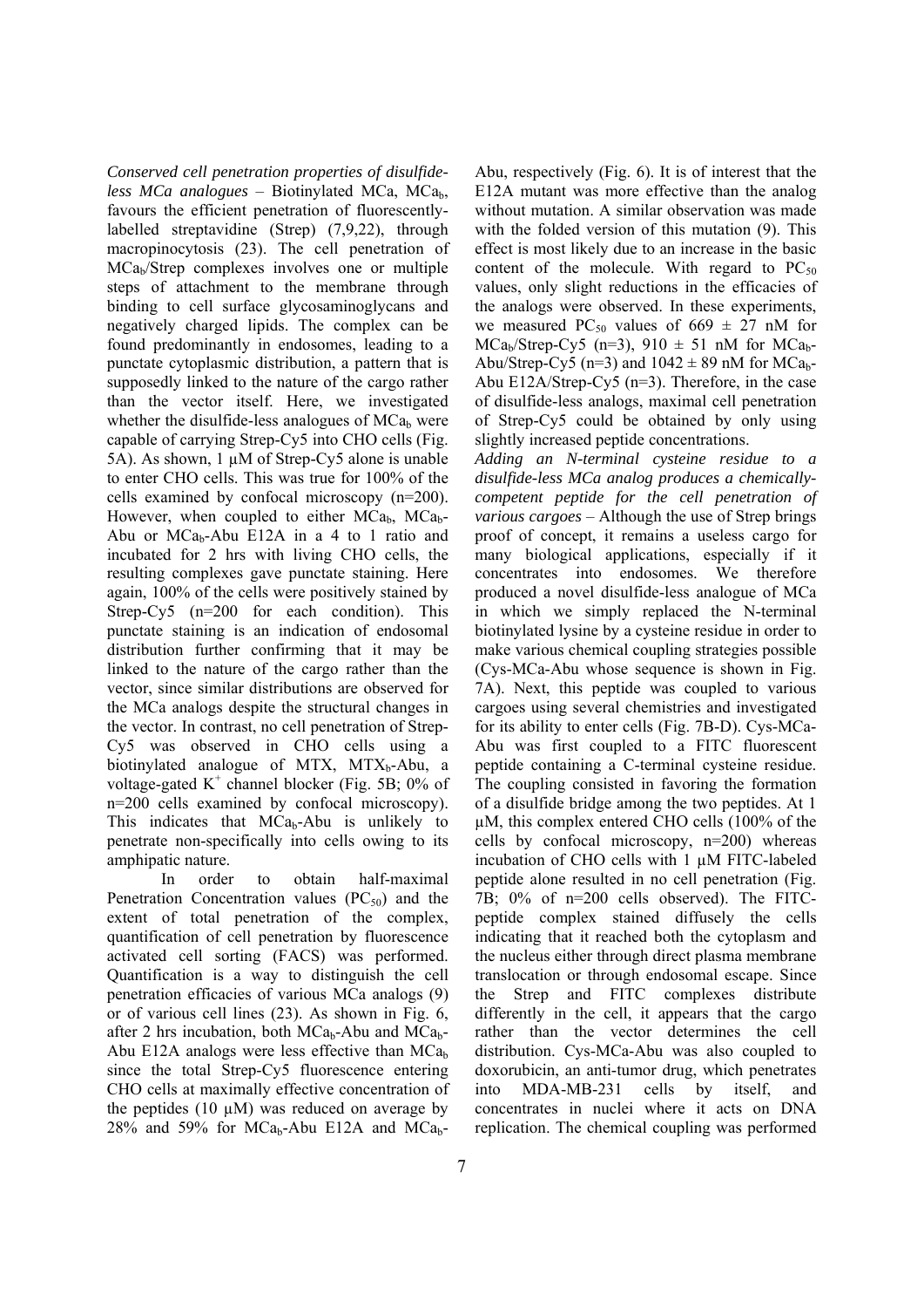*Conserved cell penetration properties of disulfide-less MCa analogues* – Biotinylated MCa, $MCa_b$, favours the efficient penetration of fluorescently-labelled streptavidine (Strep) (7,9,22), through macropinocytosis (23). The cell penetration of $MCa_b$/Strep complexes involves one or multiple steps of attachment to the membrane through binding to cell surface glycosaminoglycans and negatively charged lipids. The complex can be found predominantly in endosomes, leading to a punctate cytoplasmic distribution, a pattern that is supposedly linked to the nature of the cargo rather than the vector itself. Here, we investigated whether the disulfide-less analogues of $MCa_b$ were capable of carrying Strep-Cy5 into CHO cells (Fig. 5A). As shown, 1 µM of Strep-Cy5 alone is unable to enter CHO cells. This was true for 100% of the cells examined by confocal microscopy (n=200). However, when coupled to either $MCa_b$, $MCa_b$-Abu or $MCa_b$-Abu E12A in a 4 to 1 ratio and incubated for 2 hrs with living CHO cells, the resulting complexes gave punctate staining. Here again, 100% of the cells were positively stained by Strep-Cy5 (n=200 for each condition). This punctate staining is an indication of endosomal distribution further confirming that it may be linked to the nature of the cargo rather than the vector, since similar distributions are observed for the MCa analogs despite the structural changes in the vector. In contrast, no cell penetration of Strep-Cy5 was observed in CHO cells using a biotinylated analogue of MTX, $MTX_b$-Abu, a voltage-gated $K^+$ channel blocker (Fig. 5B; 0% of n=200 cells examined by confocal microscopy). This indicates that $MCa_b$-Abu is unlikely to penetrate non-specifically into cells owing to its amphipatic nature.

In order to obtain half-maximal Penetration Concentration values ($PC_{50}$) and the extent of total penetration of the complex, quantification of cell penetration by fluorescence activated cell sorting (FACS) was performed. Quantification is a way to distinguish the cell penetration efficacies of various MCa analogs (9) or of various cell lines (23). As shown in Fig. 6, after 2 hrs incubation, both $MCa_b$-Abu and $MCa_b$-Abu E12A analogs were less effective than $MCa_b$ since the total Strep-Cy5 fluorescence entering CHO cells at maximally effective concentration of the peptides (10 µM) was reduced on average by 28% and 59% for $MCa_b$-Abu E12A and $MCa_b$-Abu, respectively (Fig. 6). It is of interest that the E12A mutant was more effective than the analog without mutation. A similar observation was made with the folded version of this mutation (9). This effect is most likely due to an increase in the basic content of the molecule. With regard to $PC_{50}$ values, only slight reductions in the efficacies of the analogs were observed. In these experiments, we measured $PC_{50}$ values of $669 \pm 27$ nM for $MCa_b$/Strep-Cy5 (n=3), $910 \pm 51$ nM for $MCa_b$-Abu/Strep-Cy5 (n=3) and $1042 \pm 89$ nM for $MCa_b$-Abu E12A/Strep-Cy5 (n=3). Therefore, in the case of disulfide-less analogs, maximal cell penetration of Strep-Cy5 could be obtained by only using slightly increased peptide concentrations.

*Adding an N-terminal cysteine residue to a disulfide-less MCa analog produces a chemically-competent peptide for the cell penetration of various cargoes* – Although the use of Strep brings proof of concept, it remains a useless cargo for many biological applications, especially if it concentrates into endosomes. We therefore produced a novel disulfide-less analogue of MCa in which we simply replaced the N-terminal biotinylated lysine by a cysteine residue in order to make various chemical coupling strategies possible (Cys-MCa-Abu whose sequence is shown in Fig. 7A). Next, this peptide was coupled to various cargoes using several chemistries and investigated for its ability to enter cells (Fig. 7B-D). Cys-MCa-Abu was first coupled to a FITC fluorescent peptide containing a C-terminal cysteine residue. The coupling consisted in favoring the formation of a disulfide bridge among the two peptides. At 1 µM, this complex entered CHO cells (100% of the cells by confocal microscopy, n=200) whereas incubation of CHO cells with 1 µM FITC-labeled peptide alone resulted in no cell penetration (Fig. 7B; 0% of n=200 cells observed). The FITC-peptide complex stained diffusely the cells indicating that it reached both the cytoplasm and the nucleus either through direct plasma membrane translocation or through endosomal escape. Since the Strep and FITC complexes distribute differently in the cell, it appears that the cargo rather than the vector determines the cell distribution. Cys-MCa-Abu was also coupled to doxorubicin, an anti-tumor drug, which penetrates into MDA-MB-231 cells by itself, and concentrates in nuclei where it acts on DNA replication. The chemical coupling was performed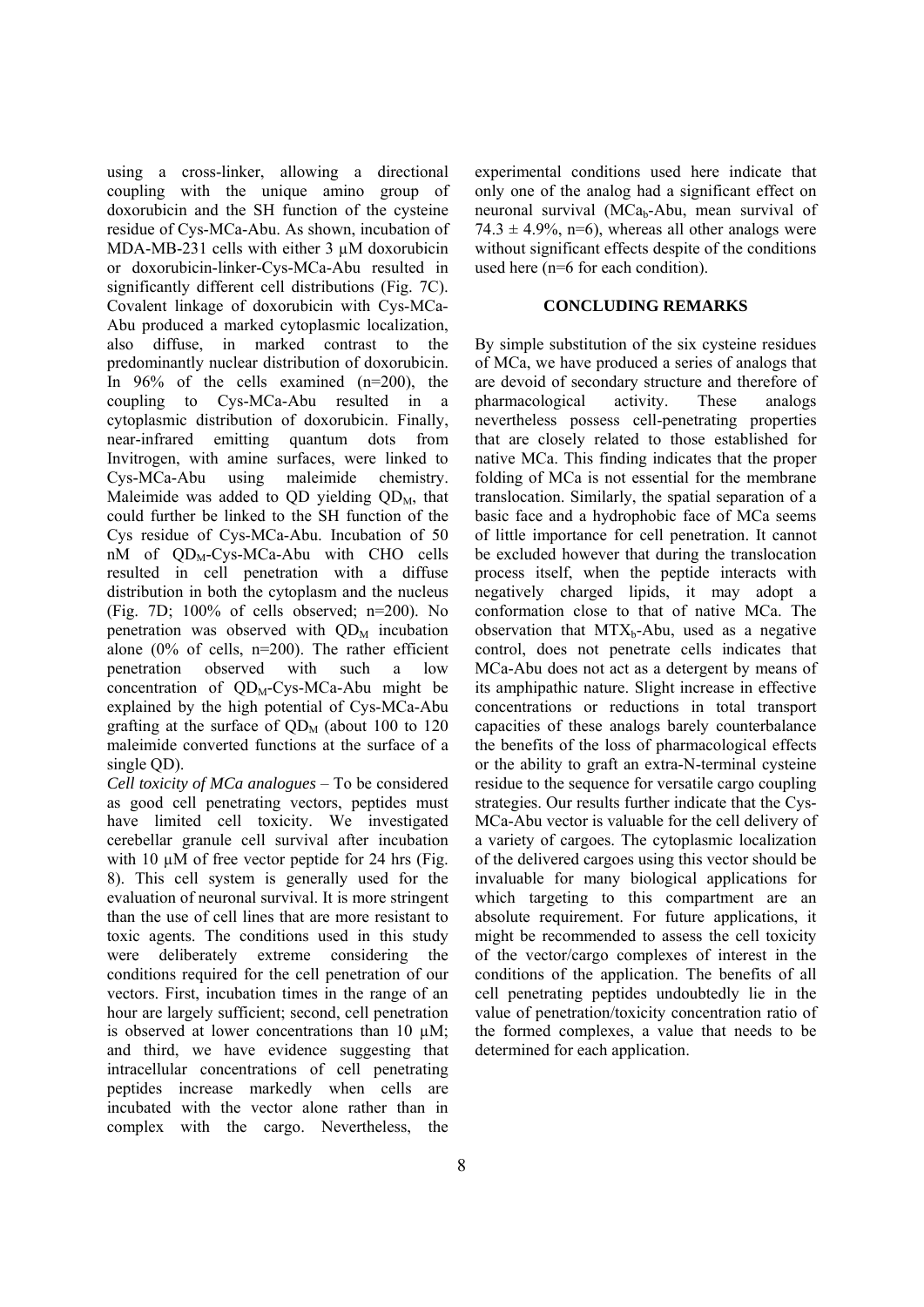using a cross-linker, allowing a directional coupling with the unique amino group of doxorubicin and the SH function of the cysteine residue of Cys-MCa-Abu. As shown, incubation of MDA-MB-231 cells with either 3 µM doxorubicin or doxorubicin-linker-Cys-MCa-Abu resulted in significantly different cell distributions (Fig. 7C). Covalent linkage of doxorubicin with Cys-MCa-Abu produced a marked cytoplasmic localization, also diffuse, in marked contrast to the predominantly nuclear distribution of doxorubicin. In 96% of the cells examined (n=200), the coupling to Cys-MCa-Abu resulted in a cytoplasmic distribution of doxorubicin. Finally, near-infrared emitting quantum dots from Invitrogen, with amine surfaces, were linked to Cys-MCa-Abu using maleimide chemistry. Maleimide was added to QD yielding $QD_M$, that could further be linked to the SH function of the Cys residue of Cys-MCa-Abu. Incubation of 50 nM of $QD_M$-Cys-MCa-Abu with CHO cells resulted in cell penetration with a diffuse distribution in both the cytoplasm and the nucleus (Fig. 7D; 100% of cells observed; n=200). No penetration was observed with $QD_M$ incubation alone (0% of cells, n=200). The rather efficient penetration observed with such a low concentration of $QD_M$-Cys-MCa-Abu might be explained by the high potential of Cys-MCa-Abu grafting at the surface of $QD_M$ (about 100 to 120 maleimide converted functions at the surface of a single QD).

*Cell toxicity of MCa analogues* – To be considered as good cell penetrating vectors, peptides must have limited cell toxicity. We investigated cerebellar granule cell survival after incubation with 10 µM of free vector peptide for 24 hrs (Fig. 8). This cell system is generally used for the evaluation of neuronal survival. It is more stringent than the use of cell lines that are more resistant to toxic agents. The conditions used in this study were deliberately extreme considering the conditions required for the cell penetration of our vectors. First, incubation times in the range of an hour are largely sufficient; second, cell penetration is observed at lower concentrations than 10 µM; and third, we have evidence suggesting that intracellular concentrations of cell penetrating peptides increase markedly when cells are incubated with the vector alone rather than in complex with the cargo. Nevertheless, the experimental conditions used here indicate that only one of the analog had a significant effect on neuronal survival ($MCa_b$-Abu, mean survival of $74.3 \pm 4.9\%$, n=6), whereas all other analogs were without significant effects despite of the conditions used here (n=6 for each condition).

## CONCLUDING REMARKS

By simple substitution of the six cysteine residues of MCa, we have produced a series of analogs that are devoid of secondary structure and therefore of pharmacological activity. These analogs nevertheless possess cell-penetrating properties that are closely related to those established for native MCa. This finding indicates that the proper folding of MCa is not essential for the membrane translocation. Similarly, the spatial separation of a basic face and a hydrophobic face of MCa seems of little importance for cell penetration. It cannot be excluded however that during the translocation process itself, when the peptide interacts with negatively charged lipids, it may adopt a conformation close to that of native MCa. The observation that $MTX_b$-Abu, used as a negative control, does not penetrate cells indicates that MCa-Abu does not act as a detergent by means of its amphipathic nature. Slight increase in effective concentrations or reductions in total transport capacities of these analogs barely counterbalance the benefits of the loss of pharmacological effects or the ability to graft an extra-N-terminal cysteine residue to the sequence for versatile cargo coupling strategies. Our results further indicate that the Cys-MCa-Abu vector is valuable for the cell delivery of a variety of cargoes. The cytoplasmic localization of the delivered cargoes using this vector should be invaluable for many biological applications for which targeting to this compartment are an absolute requirement. For future applications, it might be recommended to assess the cell toxicity of the vector/cargo complexes of interest in the conditions of the application. The benefits of all cell penetrating peptides undoubtedly lie in the value of penetration/toxicity concentration ratio of the formed complexes, a value that needs to be determined for each application.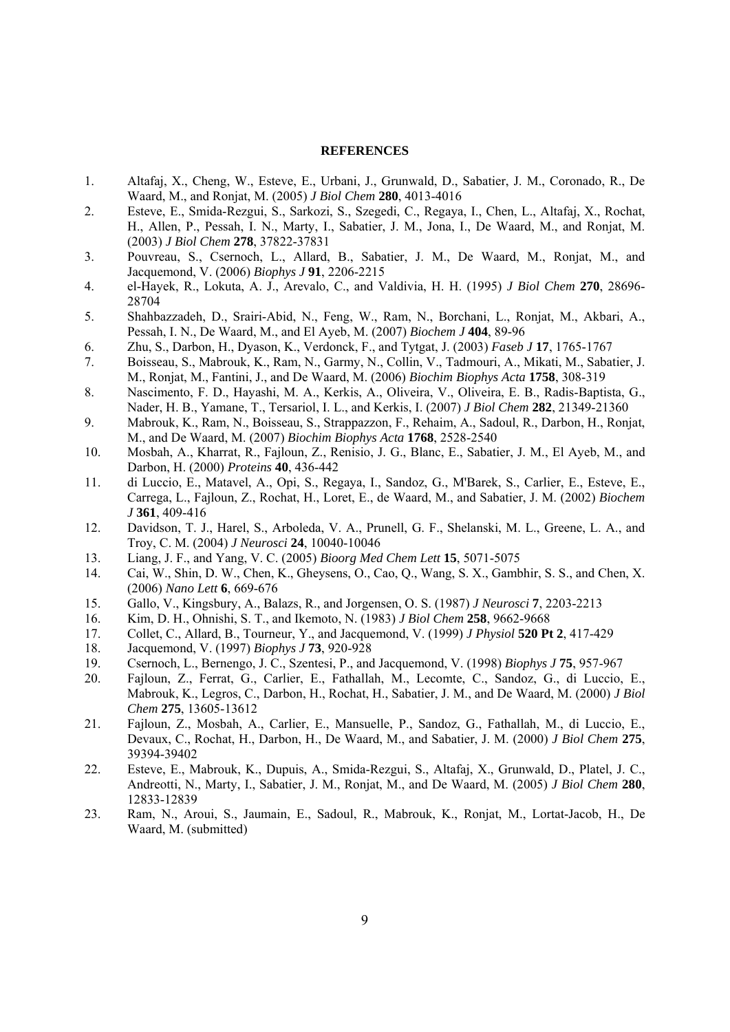**REFERENCES**

1. Altafaj, X., Cheng, W., Esteve, E., Urbani, J., Grunwald, D., Sabatier, J. M., Coronado, R., De Waard, M., and Ronjat, M. (2005) *J Biol Chem* **280**, 4013-4016
2. Esteve, E., Smida-Rezgui, S., Sarkozi, S., Szegedi, C., Regaya, I., Chen, L., Altafaj, X., Rochat, H., Allen, P., Pessah, I. N., Marty, I., Sabatier, J. M., Jona, I., De Waard, M., and Ronjat, M. (2003) *J Biol Chem* **278**, 37822-37831
3. Pouvreau, S., Csernoch, L., Allard, B., Sabatier, J. M., De Waard, M., Ronjat, M., and Jacquemond, V. (2006) *Biophys J* **91**, 2206-2215
4. el-Hayek, R., Lokuta, A. J., Arevalo, C., and Valdivia, H. H. (1995) *J Biol Chem* **270**, 28696-28704
5. Shahbazzadeh, D., Srairi-Abid, N., Feng, W., Ram, N., Borchani, L., Ronjat, M., Akbari, A., Pessah, I. N., De Waard, M., and El Ayeb, M. (2007) *Biochem J* **404**, 89-96
6. Zhu, S., Darbon, H., Dyason, K., Verdonck, F., and Tytgat, J. (2003) *Faseb J* **17**, 1765-1767
7. Boisseau, S., Mabrouk, K., Ram, N., Garmy, N., Collin, V., Tadmouri, A., Mikati, M., Sabatier, J. M., Ronjat, M., Fantini, J., and De Waard, M. (2006) *Biochim Biophys Acta* **1758**, 308-319
8. Nascimento, F. D., Hayashi, M. A., Kerkis, A., Oliveira, V., Oliveira, E. B., Radis-Baptista, G., Nader, H. B., Yamane, T., Tersariol, I. L., and Kerkis, I. (2007) *J Biol Chem* **282**, 21349-21360
9. Mabrouk, K., Ram, N., Boisseau, S., Strappazzon, F., Rehaim, A., Sadoul, R., Darbon, H., Ronjat, M., and De Waard, M. (2007) *Biochim Biophys Acta* **1768**, 2528-2540
10. Mosbah, A., Kharrat, R., Fajloun, Z., Renisio, J. G., Blanc, E., Sabatier, J. M., El Ayeb, M., and Darbon, H. (2000) *Proteins* **40**, 436-442
11. di Luccio, E., Matavel, A., Opi, S., Regaya, I., Sandoz, G., M'Barek, S., Carlier, E., Esteve, E., Carrega, L., Fajloun, Z., Rochat, H., Loret, E., de Waard, M., and Sabatier, J. M. (2002) *Biochem J* **361**, 409-416
12. Davidson, T. J., Harel, S., Arboleda, V. A., Prunell, G. F., Shelanski, M. L., Greene, L. A., and Troy, C. M. (2004) *J Neurosci* **24**, 10040-10046
13. Liang, J. F., and Yang, V. C. (2005) *Bioorg Med Chem Lett* **15**, 5071-5075
14. Cai, W., Shin, D. W., Chen, K., Gheysens, O., Cao, Q., Wang, S. X., Gambhir, S. S., and Chen, X. (2006) *Nano Lett* **6**, 669-676
15. Gallo, V., Kingsbury, A., Balazs, R., and Jorgensen, O. S. (1987) *J Neurosci* **7**, 2203-2213
16. Kim, D. H., Ohnishi, S. T., and Ikemoto, N. (1983) *J Biol Chem* **258**, 9662-9668
17. Collet, C., Allard, B., Tourneur, Y., and Jacquemond, V. (1999) *J Physiol* **520 Pt 2**, 417-429
18. Jacquemond, V. (1997) *Biophys J* **73**, 920-928
19. Csernoch, L., Bernengo, J. C., Szentesi, P., and Jacquemond, V. (1998) *Biophys J* **75**, 957-967
20. Fajloun, Z., Ferrat, G., Carlier, E., Fathallah, M., Lecomte, C., Sandoz, G., di Luccio, E., Mabrouk, K., Legros, C., Darbon, H., Rochat, H., Sabatier, J. M., and De Waard, M. (2000) *J Biol Chem* **275**, 13605-13612
21. Fajloun, Z., Mosbah, A., Carlier, E., Mansuelle, P., Sandoz, G., Fathallah, M., di Luccio, E., Devaux, C., Rochat, H., Darbon, H., De Waard, M., and Sabatier, J. M. (2000) *J Biol Chem* **275**, 39394-39402
22. Esteve, E., Mabrouk, K., Dupuis, A., Smida-Rezgui, S., Altafaj, X., Grunwald, D., Platel, J. C., Andreotti, N., Marty, I., Sabatier, J. M., Ronjat, M., and De Waard, M. (2005) *J Biol Chem* **280**, 12833-12839
23. Ram, N., Aroui, S., Jaumain, E., Sadoul, R., Mabrouk, K., Ronjat, M., Lortat-Jacob, H., De Waard, M. (submitted)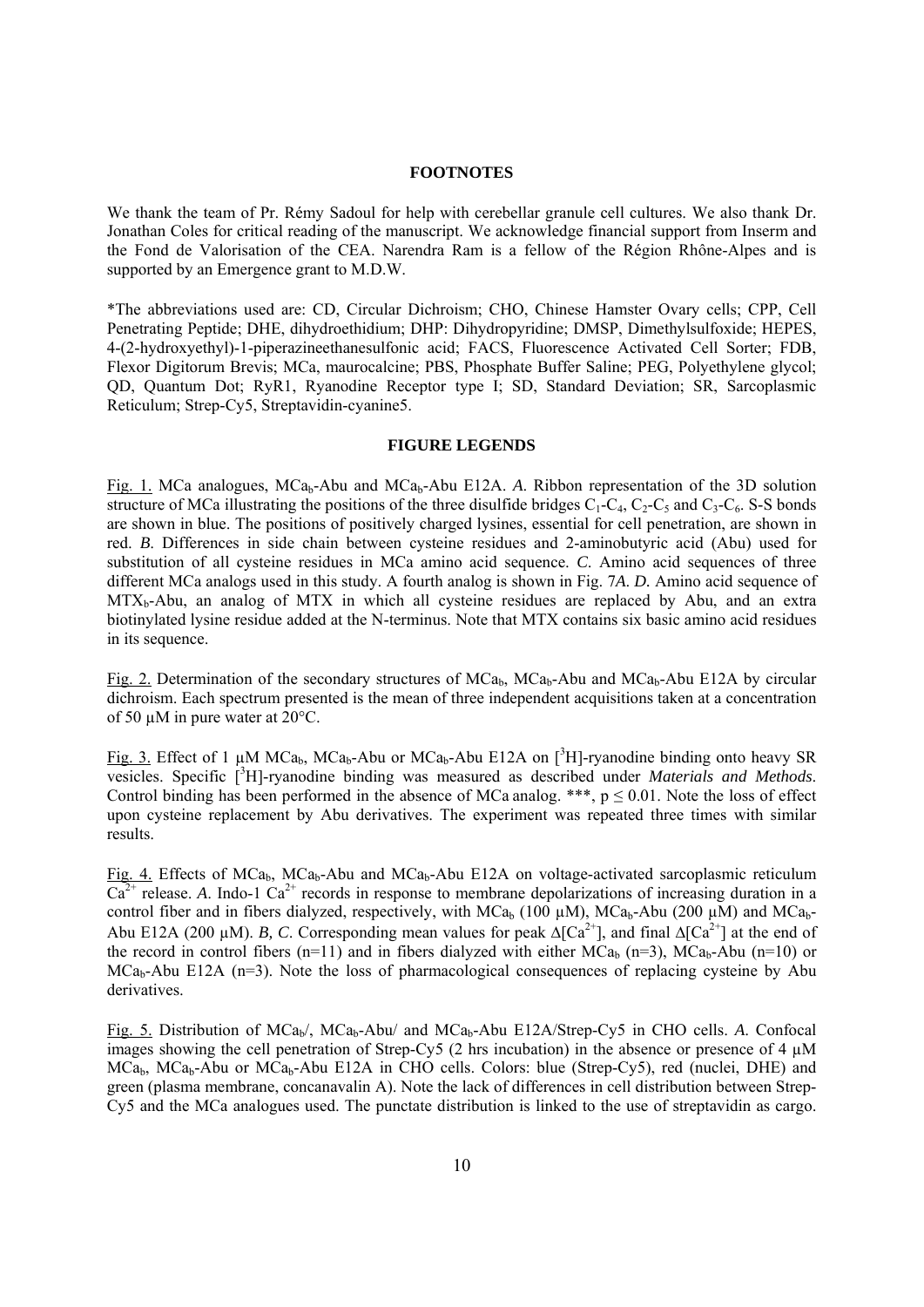## FOOTNOTES

We thank the team of Pr. Rémy Sadoul for help with cerebellar granule cell cultures. We also thank Dr. Jonathan Coles for critical reading of the manuscript. We acknowledge financial support from Inserm and the Fond de Valorisation of the CEA. Narendra Ram is a fellow of the Région Rhône-Alpes and is supported by an Emergence grant to M.D.W.

*The abbreviations used are: CD, Circular Dichroism; CHO, Chinese Hamster Ovary cells; CPP, Cell Penetrating Peptide; DHE, dihydroethidium; DHP: Dihydropyridine; DMSP, Dimethylsulfoxide; HEPES, 4-(2-hydroxyethyl)-1-piperazineethanesulfonic acid; FACS, Fluorescence Activated Cell Sorter; FDB, Flexor Digitorum Brevis; MCa, maurocalcine; PBS, Phosphate Buffer Saline; PEG, Polyethylene glycol; QD, Quantum Dot; RyR1, Ryanodine Receptor type I; SD, Standard Deviation; SR, Sarcoplasmic Reticulum; Strep-Cy5, Streptavidin-cyanine5.

## FIGURE LEGENDS

Fig. 1. MCa analogues, $MCa_b$-Abu and $MCa_b$-Abu E12A. *A.* Ribbon representation of the 3D solution structure of MCa illustrating the positions of the three disulfide bridges $C_1$-$C_4$, $C_2$-$C_5$ and $C_3$-$C_6$. S-S bonds are shown in blue. The positions of positively charged lysines, essential for cell penetration, are shown in red. *B.* Differences in side chain between cysteine residues and 2-aminobutyric acid (Abu) used for substitution of all cysteine residues in MCa amino acid sequence. *C.* Amino acid sequences of three different MCa analogs used in this study. A fourth analog is shown in Fig. 7*A*. *D.* Amino acid sequence of $MTX_b$-Abu, an analog of MTX in which all cysteine residues are replaced by Abu, and an extra biotinylated lysine residue added at the N-terminus. Note that MTX contains six basic amino acid residues in its sequence.

Fig. 2. Determination of the secondary structures of $MCa_b$, $MCa_b$-Abu and $MCa_b$-Abu E12A by circular dichroism. Each spectrum presented is the mean of three independent acquisitions taken at a concentration of 50 µM in pure water at 20°C.

Fig. 3. Effect of 1 µM $MCa_b$, $MCa_b$-Abu or $MCa_b$-Abu E12A on [$^3$H]-ryanodine binding onto heavy SR vesicles. Specific [$^3$H]-ryanodine binding was measured as described under *Materials and Methods*. Control binding has been performed in the absence of MCa analog. ***, $p \leq 0.01$. Note the loss of effect upon cysteine replacement by Abu derivatives. The experiment was repeated three times with similar results.

Fig. 4. Effects of $MCa_b$, $MCa_b$-Abu and $MCa_b$-Abu E12A on voltage-activated sarcoplasmic reticulum $Ca^{2+}$ release. *A.* Indo-1 $Ca^{2+}$ records in response to membrane depolarizations of increasing duration in a control fiber and in fibers dialyzed, respectively, with $MCa_b$ (100 µM), $MCa_b$-Abu (200 µM) and $MCa_b$-Abu E12A (200 µM). *B, C.* Corresponding mean values for peak $\Delta[Ca^{2+}]$, and final $\Delta[Ca^{2+}]$ at the end of the record in control fibers (n=11) and in fibers dialyzed with either $MCa_b$ (n=3), $MCa_b$-Abu (n=10) or $MCa_b$-Abu E12A (n=3). Note the loss of pharmacological consequences of replacing cysteine by Abu derivatives.

Fig. 5. Distribution of $MCa_b$/, $MCa_b$-Abu/ and $MCa_b$-Abu E12A/Strep-Cy5 in CHO cells. *A.* Confocal images showing the cell penetration of Strep-Cy5 (2 hrs incubation) in the absence or presence of 4 µM $MCa_b$, $MCa_b$-Abu or $MCa_b$-Abu E12A in CHO cells. Colors: blue (Strep-Cy5), red (nuclei, DHE) and green (plasma membrane, concanavalin A). Note the lack of differences in cell distribution between Strep-Cy5 and the MCa analogues used. The punctate distribution is linked to the use of streptavidin as cargo.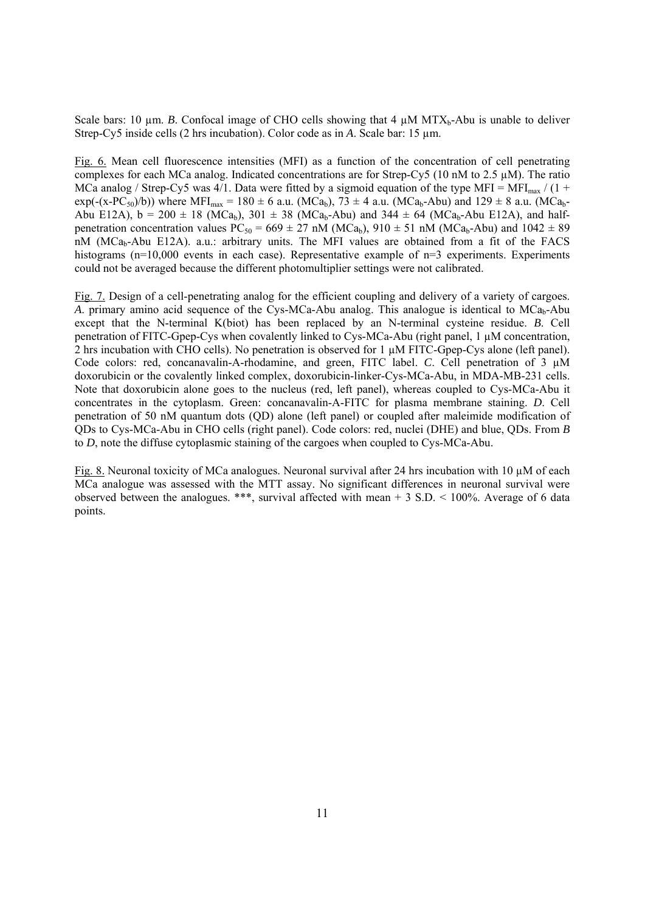Scale bars: 10 µm. *B*. Confocal image of CHO cells showing that 4 µM $MTX_b$-Abu is unable to deliver Strep-Cy5 inside cells (2 hrs incubation). Color code as in *A*. Scale bar: 15 µm.

Fig. 6. Mean cell fluorescence intensities (MFI) as a function of the concentration of cell penetrating complexes for each MCa analog. Indicated concentrations are for Strep-Cy5 (10 nM to 2.5 µM). The ratio MCa analog / Strep-Cy5 was 4/1. Data were fitted by a sigmoid equation of the type $MFI = MFI_{max} / (1 + \exp(-(x-PC_{50})/b))$ where $MFI_{max} = 180 \pm 6$ a.u. ($MCa_b$), $73 \pm 4$ a.u. ($MCa_b$-Abu) and $129 \pm 8$ a.u. ($MCa_b$-Abu E12A), $b = 200 \pm 18$ ($MCa_b$), $301 \pm 38$ ($MCa_b$-Abu) and $344 \pm 64$ ($MCa_b$-Abu E12A), and half-penetration concentration values $PC_{50} = 669 \pm 27$ nM ($MCa_b$), $910 \pm 51$ nM ($MCa_b$-Abu) and $1042 \pm 89$ nM ($MCa_b$-Abu E12A). a.u.: arbitrary units. The MFI values are obtained from a fit of the FACS histograms (n=10,000 events in each case). Representative example of n=3 experiments. Experiments could not be averaged because the different photomultiplier settings were not calibrated.

Fig. 7. Design of a cell-penetrating analog for the efficient coupling and delivery of a variety of cargoes. *A*. primary amino acid sequence of the Cys-MCa-Abu analog. This analogue is identical to $MCa_b$-Abu except that the N-terminal K(biot) has been replaced by an N-terminal cysteine residue. *B*. Cell penetration of FITC-Gpep-Cys when covalently linked to Cys-MCa-Abu (right panel, 1 µM concentration, 2 hrs incubation with CHO cells). No penetration is observed for 1 µM FITC-Gpep-Cys alone (left panel). Code colors: red, concanavalin-A-rhodamine, and green, FITC label. *C*. Cell penetration of 3 µM doxorubicin or the covalently linked complex, doxorubicin-linker-Cys-MCa-Abu, in MDA-MB-231 cells. Note that doxorubicin alone goes to the nucleus (red, left panel), whereas coupled to Cys-MCa-Abu it concentrates in the cytoplasm. Green: concanavalin-A-FITC for plasma membrane staining. *D*. Cell penetration of 50 nM quantum dots (QD) alone (left panel) or coupled after maleimide modification of QDs to Cys-MCa-Abu in CHO cells (right panel). Code colors: red, nuclei (DHE) and blue, QDs. From *B* to *D*, note the diffuse cytoplasmic staining of the cargoes when coupled to Cys-MCa-Abu.

Fig. 8. Neuronal toxicity of MCa analogues. Neuronal survival after 24 hrs incubation with 10 µM of each MCa analogue was assessed with the MTT assay. No significant differences in neuronal survival were observed between the analogues. ***, survival affected with mean + 3 S.D. < 100%. Average of 6 data points.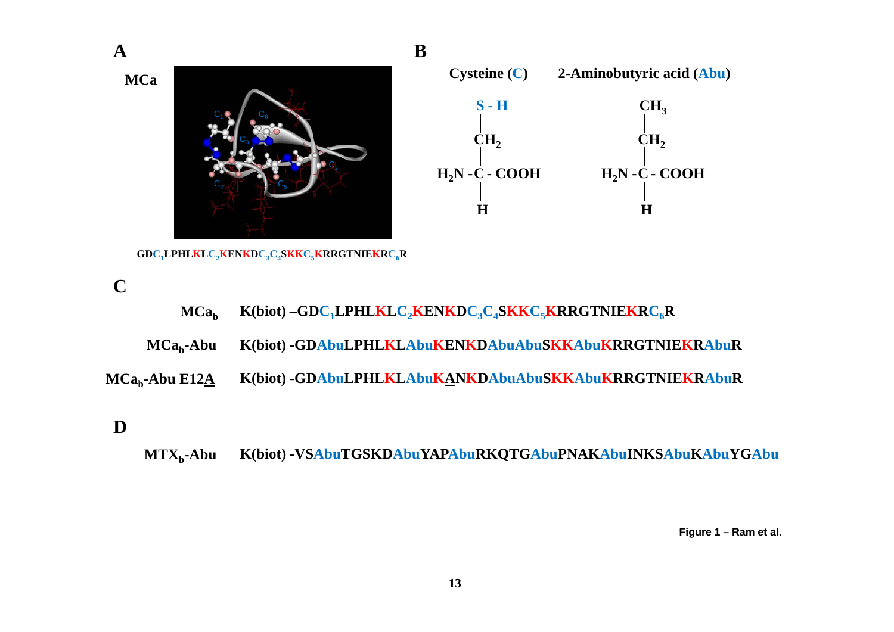**A**

**MCa**

GD$C_1$LPHLKL$C_2$KENKD$C_3$$C_4$SKK$C_5$KRRGTNIEKR$C_6$R

**B**

**Cysteine (C)** — 2-Aminobutyric acid (Abu)

Cysteine: $H_2N-C(H)(CH_2-SH)-COOH$

2-Aminobutyric acid: $H_2N-C(H)(CH_2-CH_3)-COOH$

**C**

| | |
|---|---|
| $MCa_b$ | K(biot) –GD$C_1$LPHLKL$C_2$KENKD$C_3$$C_4$SKK$C_5$KRRGTNIEKR$C_6$R |
| $MCa_b$-Abu | K(biot) -GDAbuLPHLKLAbuKENKDAbuAbuSKKAbuKRRGTNIEKRAbuR |
| $MCa_b$-Abu E12A | K(biot) -GDAbuLPHLKLAbuKANKDAbuAbuSKKAbuKRRGTNIEKRAbuR |

**D**

| | |
|---|---|
| $MTX_b$-Abu | K(biot) -VSAbuTGSKDAbuYAPAbuRKQTGAbuPNAKAbuINKSAbuKAbuYGAbu |

**Figure 1 – Ram et al.**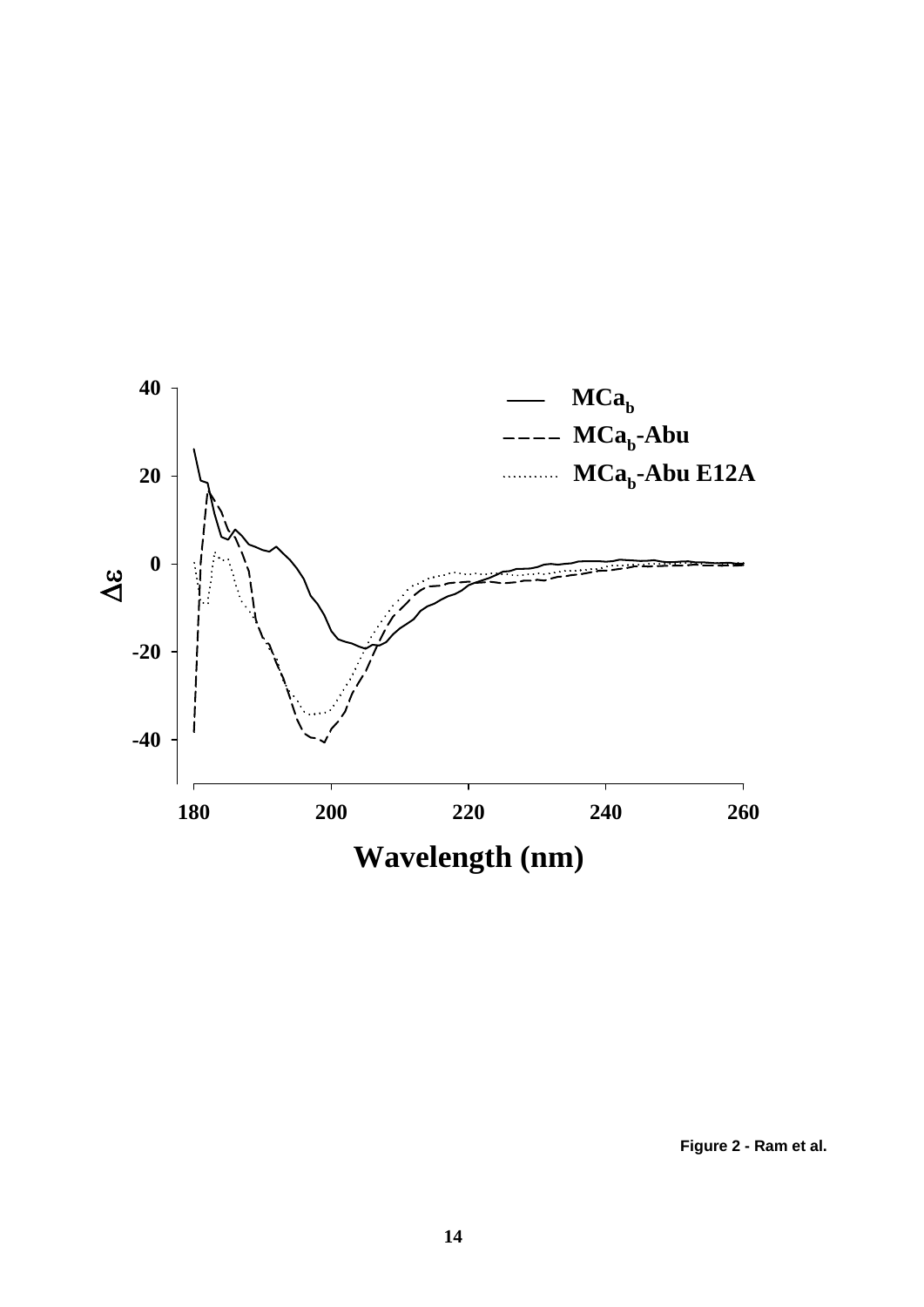Figure 2 - Ram et al.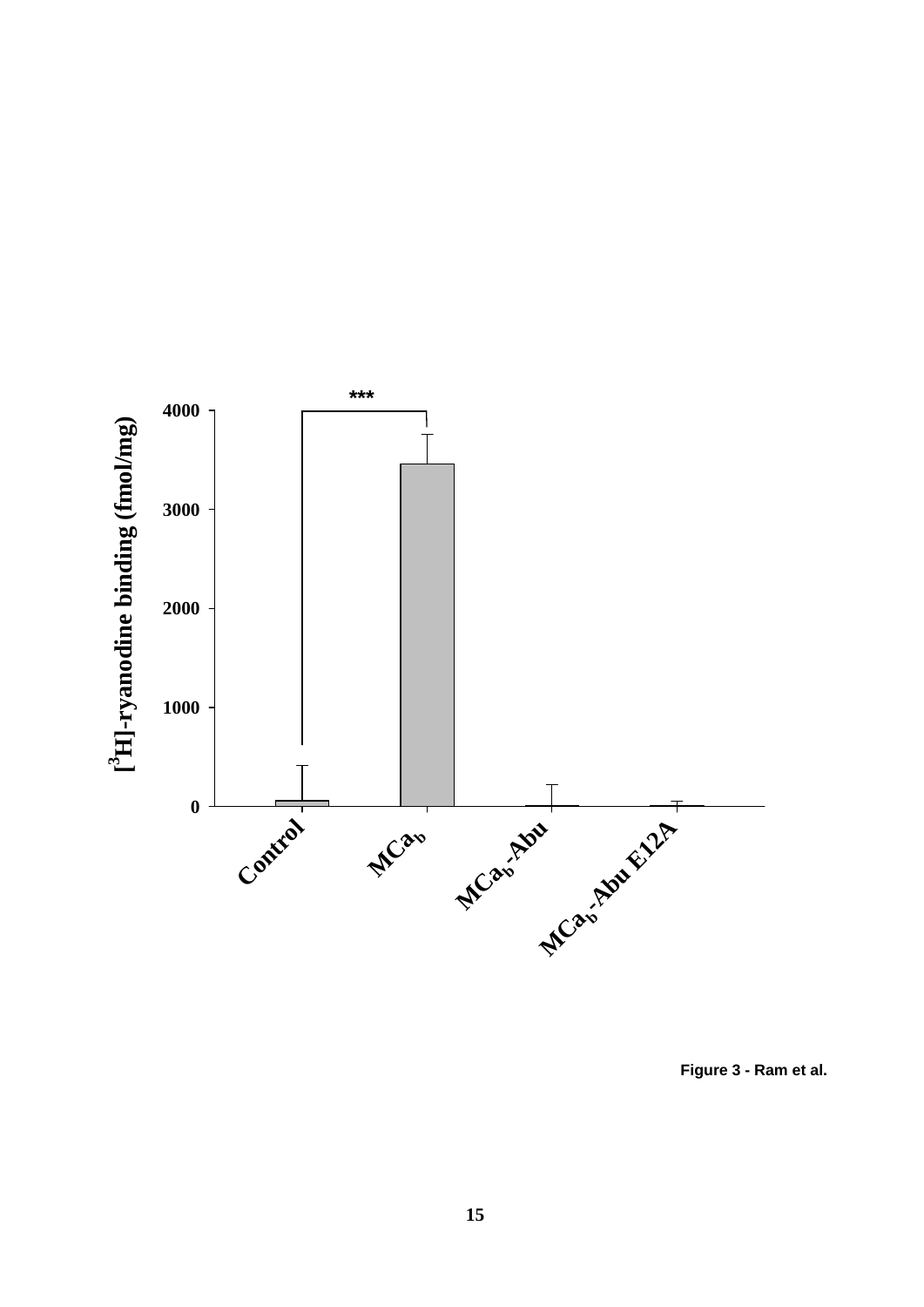***

4000

3000

2000

1000

0

$[^3H]$-ryanodine binding (fmol/mg)

Control

$MCa_b$

$MCa_b$-Abu

$MCa_b$-Abu E12A

**Figure 3 - Ram et al.**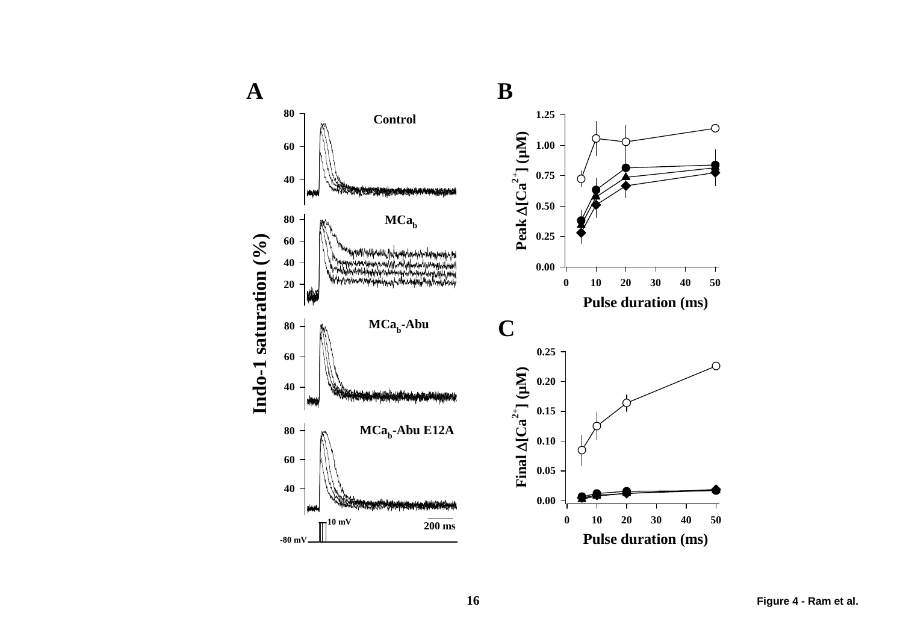Figure 4 - Ram et al.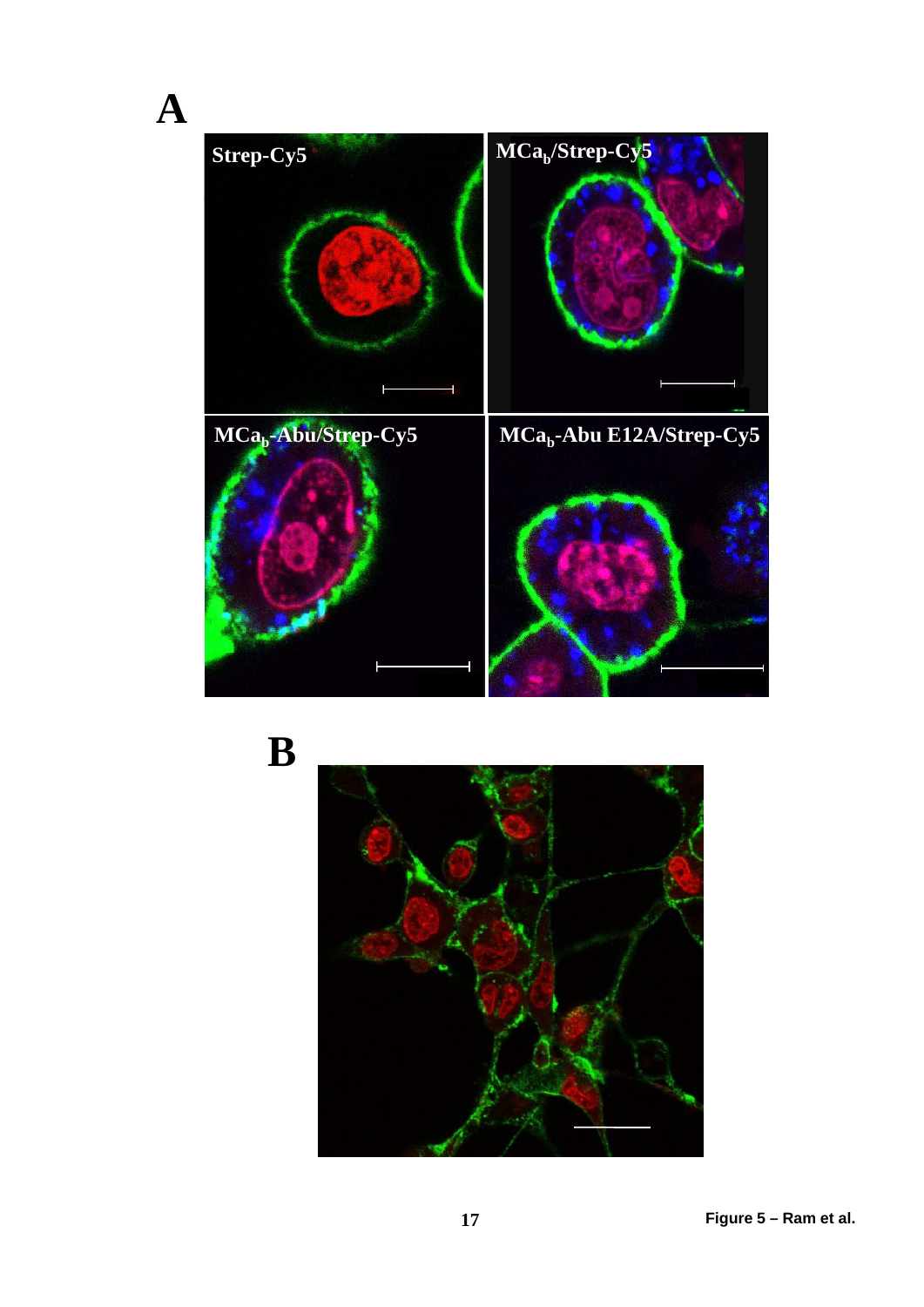**A**

Strep-Cy5

$MCa_b$/Strep-Cy5

$MCa_b$-Abu/Strep-Cy5

$MCa_b$-Abu E12A/Strep-Cy5

**B**

**Figure 5 – Ram et al.**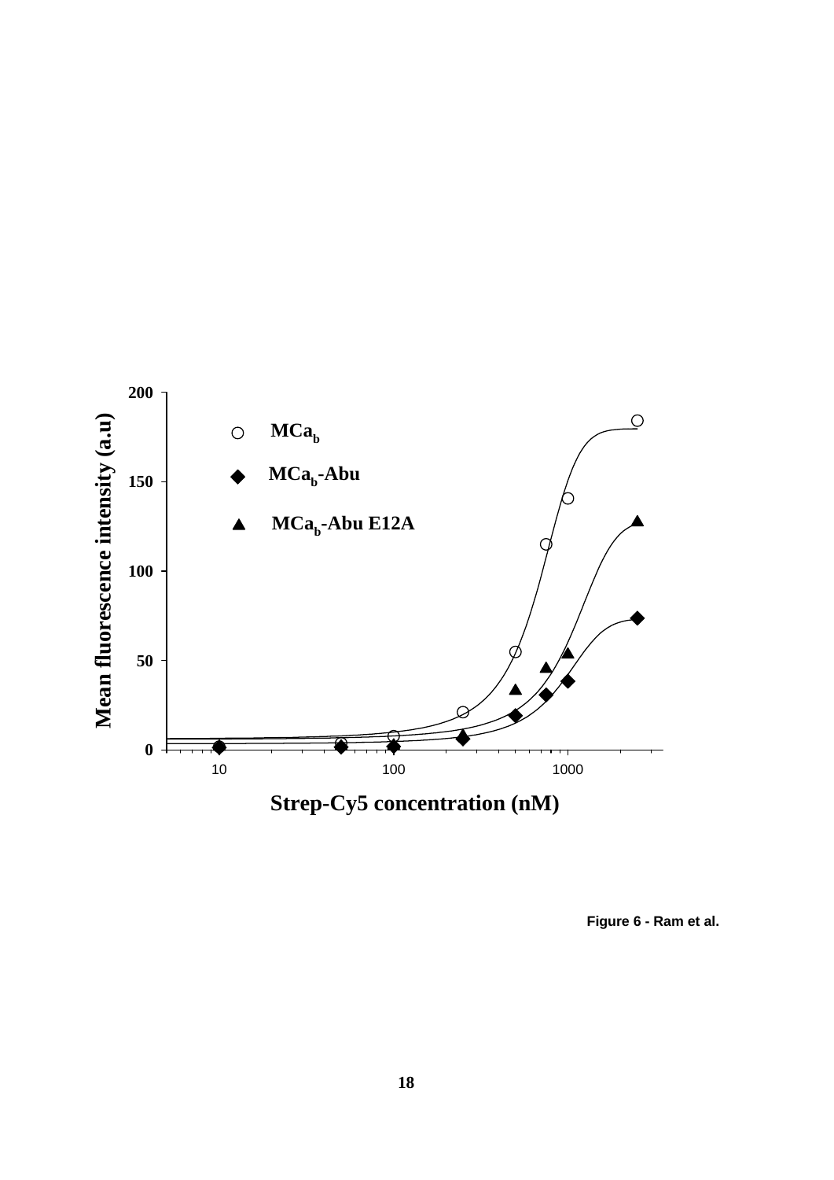Figure 6 - Ram et al.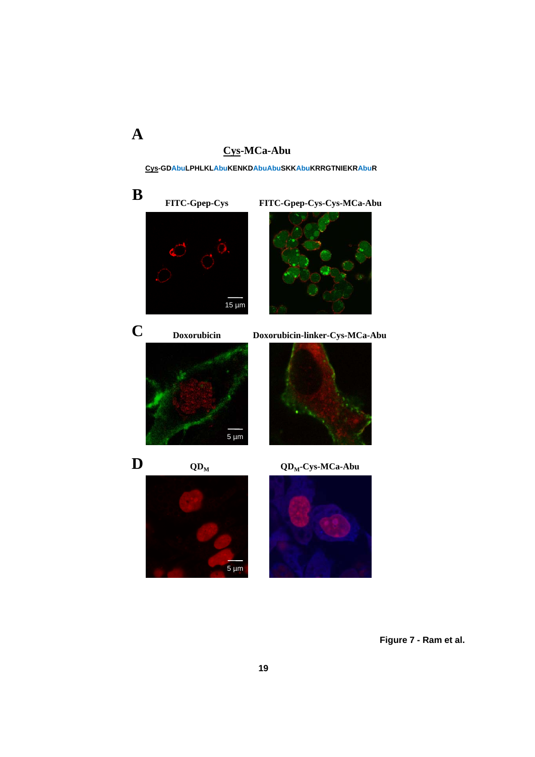**A**

**Cys-MCa-Abu**

Cys-GDAbuLPHLKLAbuKENKDAbuAbuSKKAbuKRRGTNIEKRAbuR

**B**

FITC-Gpep-Cys

FITC-Gpep-Cys-Cys-MCa-Abu

15 µm

**C**

Doxorubicin

Doxorubicin-linker-Cys-MCa-Abu

5 µm

**D**

$QD_M$

$QD_M$-Cys-MCa-Abu

5 µm

**Figure 7 - Ram et al.**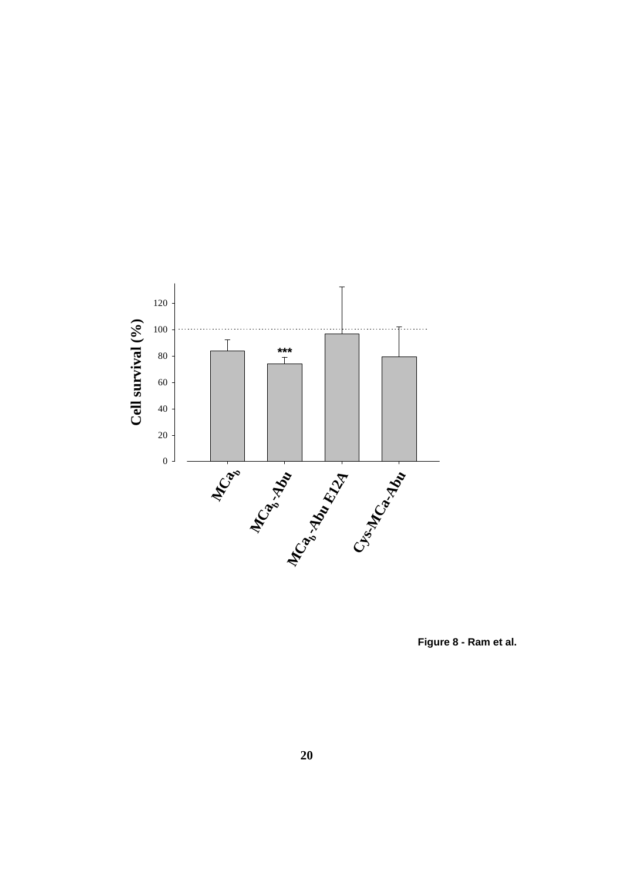Cell survival (%)

0

20

40

60

80

100

120

***

$MCa_b$

$MCa_b$-Abu

$MCa_b$-Abu E12A

Cys-MCa-Abu

**Figure 8 - Ram et al.**